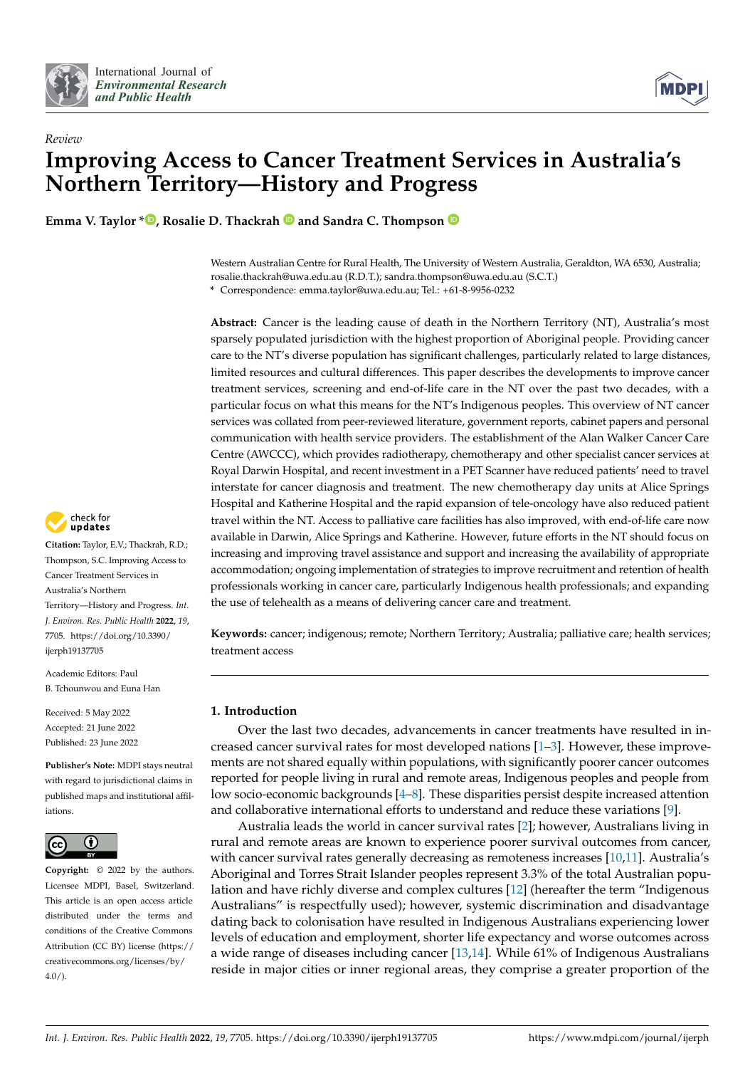Review

# Improving Access to Cancer Treatment Services in Australia's Northern Territory—History and Progress

**Emma V. Taylor \*, Rosalie D. Thackrah and Sandra C. Thompson**

Western Australian Centre for Rural Health, The University of Western Australia, Geraldton, WA 6530, Australia; rosalie.thackrah@uwa.edu.au (R.D.T.); sandra.thompson@uwa.edu.au (S.C.T.)
\* Correspondence: emma.taylor@uwa.edu.au; Tel.: +61-8-9956-0232

**Abstract:** Cancer is the leading cause of death in the Northern Territory (NT), Australia's most sparsely populated jurisdiction with the highest proportion of Aboriginal people. Providing cancer care to the NT's diverse population has significant challenges, particularly related to large distances, limited resources and cultural differences. This paper describes the developments to improve cancer treatment services, screening and end-of-life care in the NT over the past two decades, with a particular focus on what this means for the NT's Indigenous peoples. This overview of NT cancer services was collated from peer-reviewed literature, government reports, cabinet papers and personal communication with health service providers. The establishment of the Alan Walker Cancer Care Centre (AWCCC), which provides radiotherapy, chemotherapy and other specialist cancer services at Royal Darwin Hospital, and recent investment in a PET Scanner have reduced patients' need to travel interstate for cancer diagnosis and treatment. The new chemotherapy day units at Alice Springs Hospital and Katherine Hospital and the rapid expansion of tele-oncology have also reduced patient travel within the NT. Access to palliative care facilities has also improved, with end-of-life care now available in Darwin, Alice Springs and Katherine. However, future efforts in the NT should focus on increasing and improving travel assistance and support and increasing the availability of appropriate accommodation; ongoing implementation of strategies to improve recruitment and retention of health professionals working in cancer care, particularly Indigenous health professionals; and expanding the use of telehealth as a means of delivering cancer care and treatment.

**Keywords:** cancer; indigenous; remote; Northern Territory; Australia; palliative care; health services; treatment access

**Citation:** Taylor, E.V.; Thackrah, R.D.; Thompson, S.C. Improving Access to Cancer Treatment Services in Australia's Northern Territory—History and Progress. *Int. J. Environ. Res. Public Health* **2022**, *19*, 7705. https://doi.org/10.3390/ijerph19137705

Academic Editors: Paul B. Tchounwou and Euna Han

Received: 5 May 2022
Accepted: 21 June 2022
Published: 23 June 2022

**Publisher's Note:** MDPI stays neutral with regard to jurisdictional claims in published maps and institutional affiliations.

**Copyright:** © 2022 by the authors. Licensee MDPI, Basel, Switzerland. This article is an open access article distributed under the terms and conditions of the Creative Commons Attribution (CC BY) license (https://creativecommons.org/licenses/by/4.0/).

## 1. Introduction

Over the last two decades, advancements in cancer treatments have resulted in increased cancer survival rates for most developed nations [1–3]. However, these improvements are not shared equally within populations, with significantly poorer cancer outcomes reported for people living in rural and remote areas, Indigenous peoples and people from low socio-economic backgrounds [4–8]. These disparities persist despite increased attention and collaborative international efforts to understand and reduce these variations [9].

Australia leads the world in cancer survival rates [2]; however, Australians living in rural and remote areas are known to experience poorer survival outcomes from cancer, with cancer survival rates generally decreasing as remoteness increases [10,11]. Australia's Aboriginal and Torres Strait Islander peoples represent 3.3% of the total Australian population and have richly diverse and complex cultures [12] (hereafter the term "Indigenous Australians" is respectfully used); however, systemic discrimination and disadvantage dating back to colonisation have resulted in Indigenous Australians experiencing lower levels of education and employment, shorter life expectancy and worse outcomes across a wide range of diseases including cancer [13,14]. While 61% of Indigenous Australians reside in major cities or inner regional areas, they comprise a greater proportion of the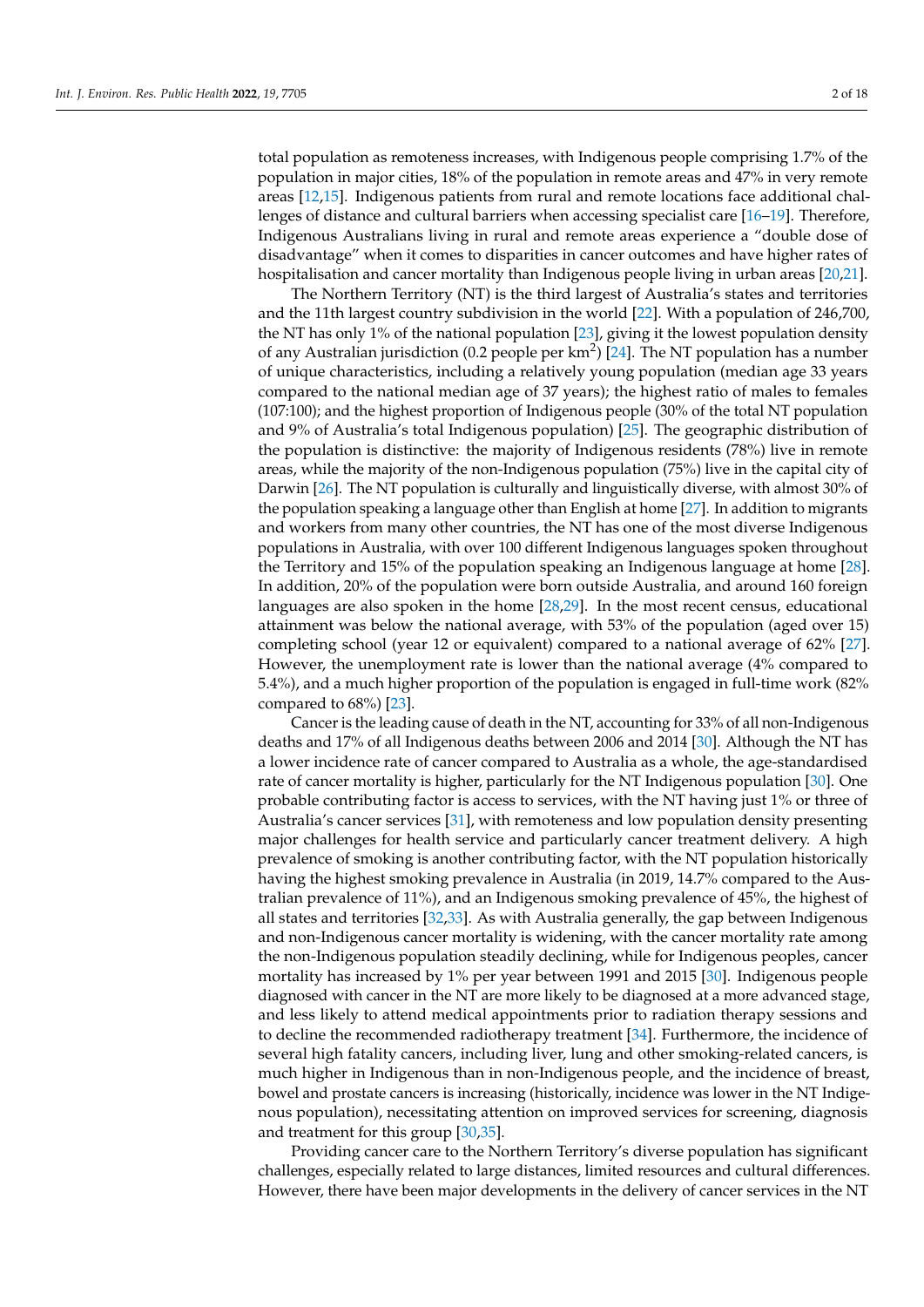total population as remoteness increases, with Indigenous people comprising 1.7% of the population in major cities, 18% of the population in remote areas and 47% in very remote areas [12,15]. Indigenous patients from rural and remote locations face additional challenges of distance and cultural barriers when accessing specialist care [16–19]. Therefore, Indigenous Australians living in rural and remote areas experience a "double dose of disadvantage" when it comes to disparities in cancer outcomes and have higher rates of hospitalisation and cancer mortality than Indigenous people living in urban areas [20,21].

The Northern Territory (NT) is the third largest of Australia's states and territories and the 11th largest country subdivision in the world [22]. With a population of 246,700, the NT has only 1% of the national population [23], giving it the lowest population density of any Australian jurisdiction (0.2 people per km$^2$) [24]. The NT population has a number of unique characteristics, including a relatively young population (median age 33 years compared to the national median age of 37 years); the highest ratio of males to females (107:100); and the highest proportion of Indigenous people (30% of the total NT population and 9% of Australia's total Indigenous population) [25]. The geographic distribution of the population is distinctive: the majority of Indigenous residents (78%) live in remote areas, while the majority of the non-Indigenous population (75%) live in the capital city of Darwin [26]. The NT population is culturally and linguistically diverse, with almost 30% of the population speaking a language other than English at home [27]. In addition to migrants and workers from many other countries, the NT has one of the most diverse Indigenous populations in Australia, with over 100 different Indigenous languages spoken throughout the Territory and 15% of the population speaking an Indigenous language at home [28]. In addition, 20% of the population were born outside Australia, and around 160 foreign languages are also spoken in the home [28,29]. In the most recent census, educational attainment was below the national average, with 53% of the population (aged over 15) completing school (year 12 or equivalent) compared to a national average of 62% [27]. However, the unemployment rate is lower than the national average (4% compared to 5.4%), and a much higher proportion of the population is engaged in full-time work (82% compared to 68%) [23].

Cancer is the leading cause of death in the NT, accounting for 33% of all non-Indigenous deaths and 17% of all Indigenous deaths between 2006 and 2014 [30]. Although the NT has a lower incidence rate of cancer compared to Australia as a whole, the age-standardised rate of cancer mortality is higher, particularly for the NT Indigenous population [30]. One probable contributing factor is access to services, with the NT having just 1% or three of Australia's cancer services [31], with remoteness and low population density presenting major challenges for health service and particularly cancer treatment delivery. A high prevalence of smoking is another contributing factor, with the NT population historically having the highest smoking prevalence in Australia (in 2019, 14.7% compared to the Australian prevalence of 11%), and an Indigenous smoking prevalence of 45%, the highest of all states and territories [32,33]. As with Australia generally, the gap between Indigenous and non-Indigenous cancer mortality is widening, with the cancer mortality rate among the non-Indigenous population steadily declining, while for Indigenous peoples, cancer mortality has increased by 1% per year between 1991 and 2015 [30]. Indigenous people diagnosed with cancer in the NT are more likely to be diagnosed at a more advanced stage, and less likely to attend medical appointments prior to radiation therapy sessions and to decline the recommended radiotherapy treatment [34]. Furthermore, the incidence of several high fatality cancers, including liver, lung and other smoking-related cancers, is much higher in Indigenous than in non-Indigenous people, and the incidence of breast, bowel and prostate cancers is increasing (historically, incidence was lower in the NT Indigenous population), necessitating attention on improved services for screening, diagnosis and treatment for this group [30,35].

Providing cancer care to the Northern Territory's diverse population has significant challenges, especially related to large distances, limited resources and cultural differences. However, there have been major developments in the delivery of cancer services in the NT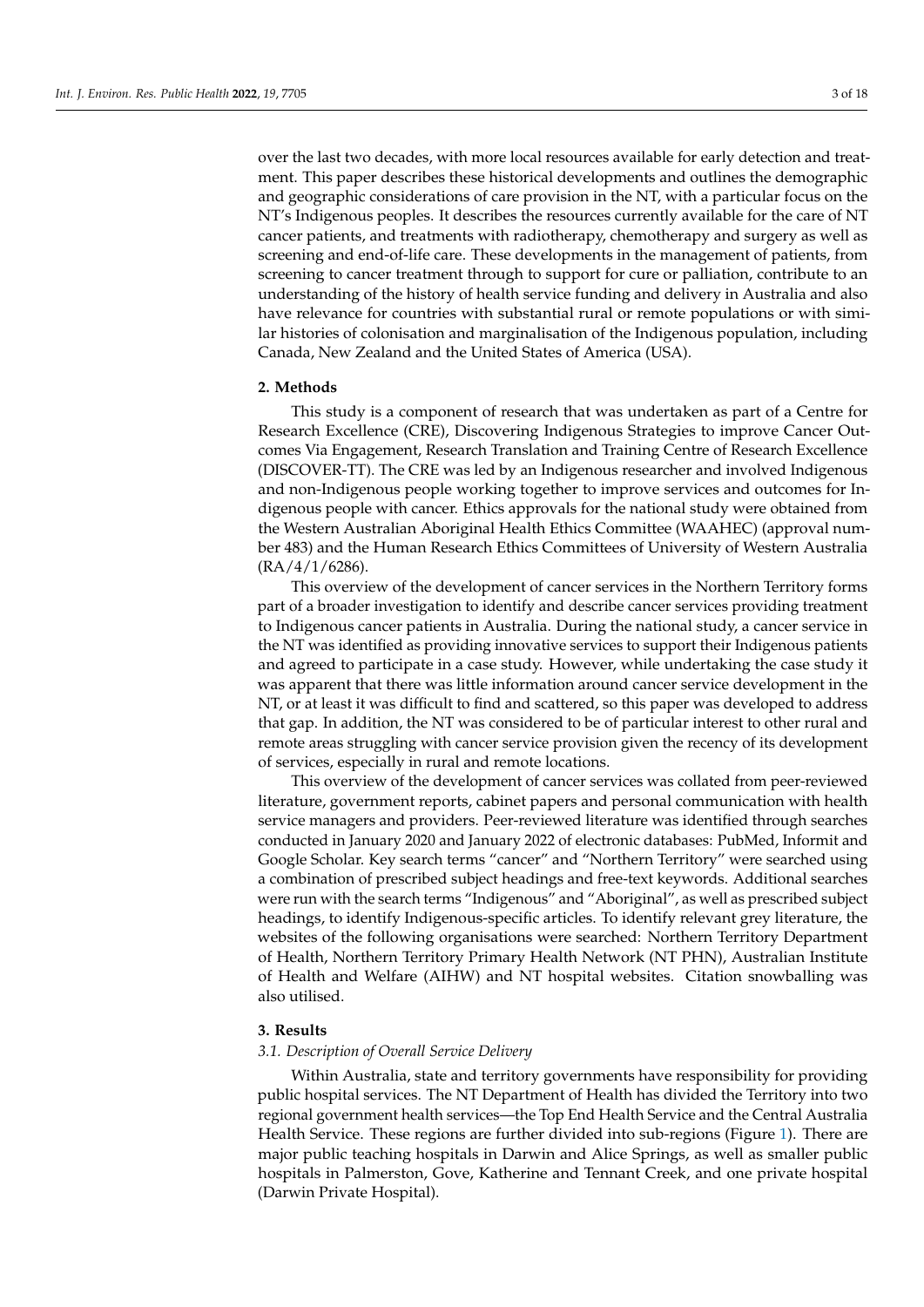over the last two decades, with more local resources available for early detection and treatment. This paper describes these historical developments and outlines the demographic and geographic considerations of care provision in the NT, with a particular focus on the NT's Indigenous peoples. It describes the resources currently available for the care of NT cancer patients, and treatments with radiotherapy, chemotherapy and surgery as well as screening and end-of-life care. These developments in the management of patients, from screening to cancer treatment through to support for cure or palliation, contribute to an understanding of the history of health service funding and delivery in Australia and also have relevance for countries with substantial rural or remote populations or with similar histories of colonisation and marginalisation of the Indigenous population, including Canada, New Zealand and the United States of America (USA).

## 2. Methods

This study is a component of research that was undertaken as part of a Centre for Research Excellence (CRE), Discovering Indigenous Strategies to improve Cancer Outcomes Via Engagement, Research Translation and Training Centre of Research Excellence (DISCOVER-TT). The CRE was led by an Indigenous researcher and involved Indigenous and non-Indigenous people working together to improve services and outcomes for Indigenous people with cancer. Ethics approvals for the national study were obtained from the Western Australian Aboriginal Health Ethics Committee (WAAHEC) (approval number 483) and the Human Research Ethics Committees of University of Western Australia (RA/4/1/6286).

This overview of the development of cancer services in the Northern Territory forms part of a broader investigation to identify and describe cancer services providing treatment to Indigenous cancer patients in Australia. During the national study, a cancer service in the NT was identified as providing innovative services to support their Indigenous patients and agreed to participate in a case study. However, while undertaking the case study it was apparent that there was little information around cancer service development in the NT, or at least it was difficult to find and scattered, so this paper was developed to address that gap. In addition, the NT was considered to be of particular interest to other rural and remote areas struggling with cancer service provision given the recency of its development of services, especially in rural and remote locations.

This overview of the development of cancer services was collated from peer-reviewed literature, government reports, cabinet papers and personal communication with health service managers and providers. Peer-reviewed literature was identified through searches conducted in January 2020 and January 2022 of electronic databases: PubMed, Informit and Google Scholar. Key search terms "cancer" and "Northern Territory" were searched using a combination of prescribed subject headings and free-text keywords. Additional searches were run with the search terms "Indigenous" and "Aboriginal", as well as prescribed subject headings, to identify Indigenous-specific articles. To identify relevant grey literature, the websites of the following organisations were searched: Northern Territory Department of Health, Northern Territory Primary Health Network (NT PHN), Australian Institute of Health and Welfare (AIHW) and NT hospital websites. Citation snowballing was also utilised.

## 3. Results

### 3.1. Description of Overall Service Delivery

Within Australia, state and territory governments have responsibility for providing public hospital services. The NT Department of Health has divided the Territory into two regional government health services—the Top End Health Service and the Central Australia Health Service. These regions are further divided into sub-regions (Figure 1). There are major public teaching hospitals in Darwin and Alice Springs, as well as smaller public hospitals in Palmerston, Gove, Katherine and Tennant Creek, and one private hospital (Darwin Private Hospital).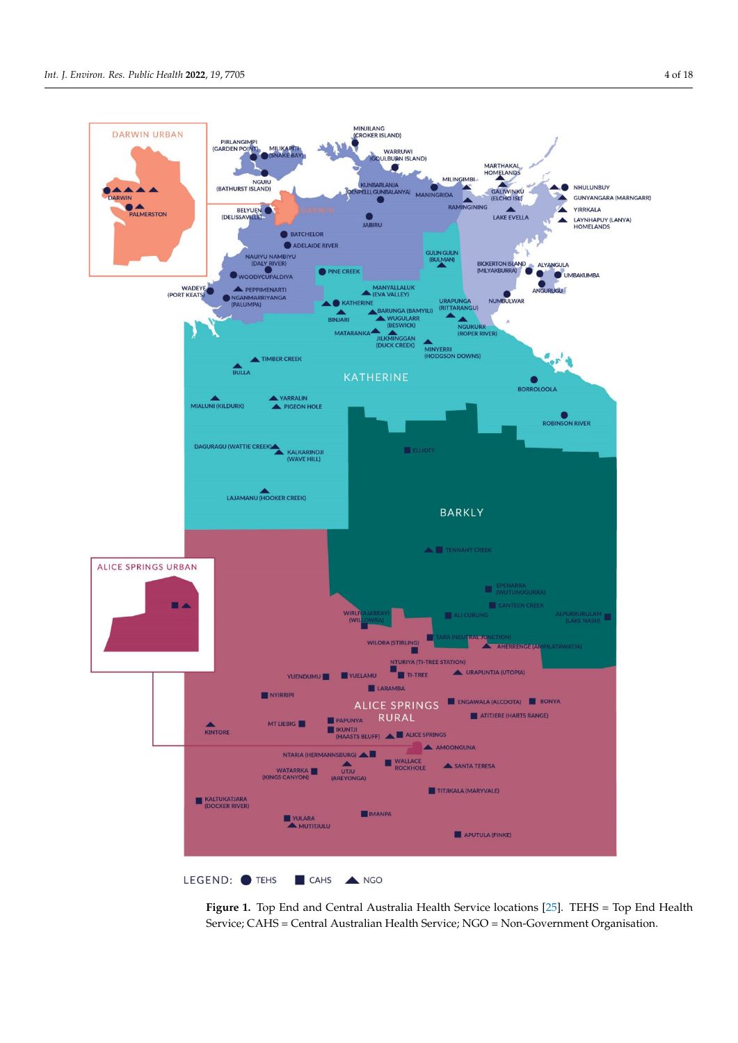**Figure 1.** Top End and Central Australia Health Service locations [25]. TEHS = Top End Health Service; CAHS = Central Australian Health Service; NGO = Non-Government Organisation.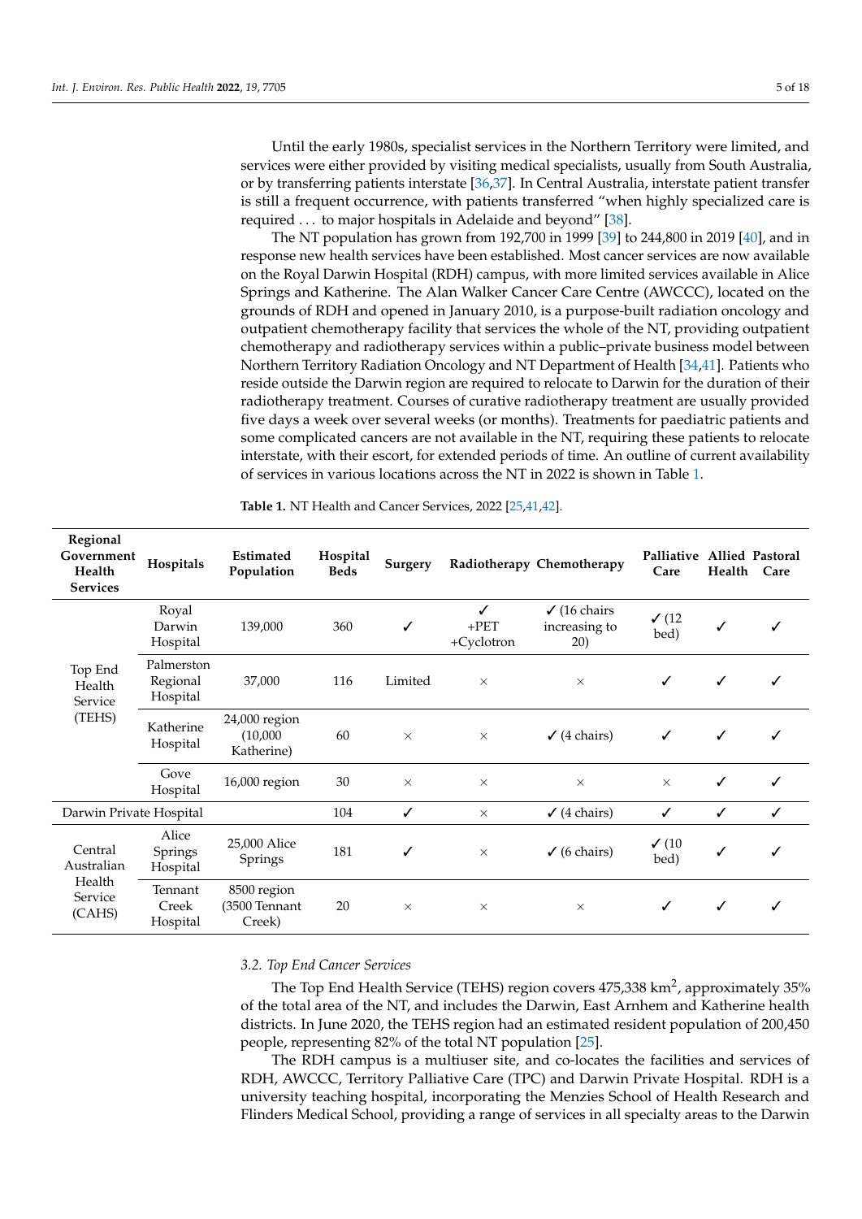Until the early 1980s, specialist services in the Northern Territory were limited, and services were either provided by visiting medical specialists, usually from South Australia, or by transferring patients interstate [36,37]. In Central Australia, interstate patient transfer is still a frequent occurrence, with patients transferred "when highly specialized care is required ... to major hospitals in Adelaide and beyond" [38].

The NT population has grown from 192,700 in 1999 [39] to 244,800 in 2019 [40], and in response new health services have been established. Most cancer services are now available on the Royal Darwin Hospital (RDH) campus, with more limited services available in Alice Springs and Katherine. The Alan Walker Cancer Care Centre (AWCCC), located on the grounds of RDH and opened in January 2010, is a purpose-built radiation oncology and outpatient chemotherapy facility that services the whole of the NT, providing outpatient chemotherapy and radiotherapy services within a public–private business model between Northern Territory Radiation Oncology and NT Department of Health [34,41]. Patients who reside outside the Darwin region are required to relocate to Darwin for the duration of their radiotherapy treatment. Courses of curative radiotherapy treatment are usually provided five days a week over several weeks (or months). Treatments for paediatric patients and some complicated cancers are not available in the NT, requiring these patients to relocate interstate, with their escort, for extended periods of time. An outline of current availability of services in various locations across the NT in 2022 is shown in Table 1.

**Table 1.** NT Health and Cancer Services, 2022 [25,41,42].

| Regional Government Health Services | Hospitals | Estimated Population | Hospital Beds | Surgery | Radiotherapy | Chemotherapy | Palliative Care | Allied Health | Pastoral Care |
|---|---|---|---|---|---|---|---|---|---|
| Top End Health Service (TEHS) | Royal Darwin Hospital | 139,000 | 360 | ✓ | ✓ +PET +Cyclotron | ✓ (16 chairs increasing to 20) | ✓ (12 bed) | ✓ | ✓ |
| | Palmerston Regional Hospital | 37,000 | 116 | Limited | × | × | ✓ | ✓ | ✓ |
| | Katherine Hospital | 24,000 region (10,000 Katherine) | 60 | × | × | ✓ (4 chairs) | ✓ | ✓ | ✓ |
| | Gove Hospital | 16,000 region | 30 | × | × | × | × | ✓ | ✓ |
| Darwin Private Hospital | | | 104 | ✓ | × | ✓ (4 chairs) | ✓ | ✓ | ✓ |
| Central Australian Health Service (CAHS) | Alice Springs Hospital | 25,000 Alice Springs | 181 | ✓ | × | ✓ (6 chairs) | ✓ (10 bed) | ✓ | ✓ |
| | Tennant Creek Hospital | 8500 region (3500 Tennant Creek) | 20 | × | × | × | ✓ | ✓ | ✓ |

### 3.2. Top End Cancer Services

The Top End Health Service (TEHS) region covers 475,338 km$^2$, approximately 35% of the total area of the NT, and includes the Darwin, East Arnhem and Katherine health districts. In June 2020, the TEHS region had an estimated resident population of 200,450 people, representing 82% of the total NT population [25].

The RDH campus is a multiuser site, and co-locates the facilities and services of RDH, AWCCC, Territory Palliative Care (TPC) and Darwin Private Hospital. RDH is a university teaching hospital, incorporating the Menzies School of Health Research and Flinders Medical School, providing a range of services in all specialty areas to the Darwin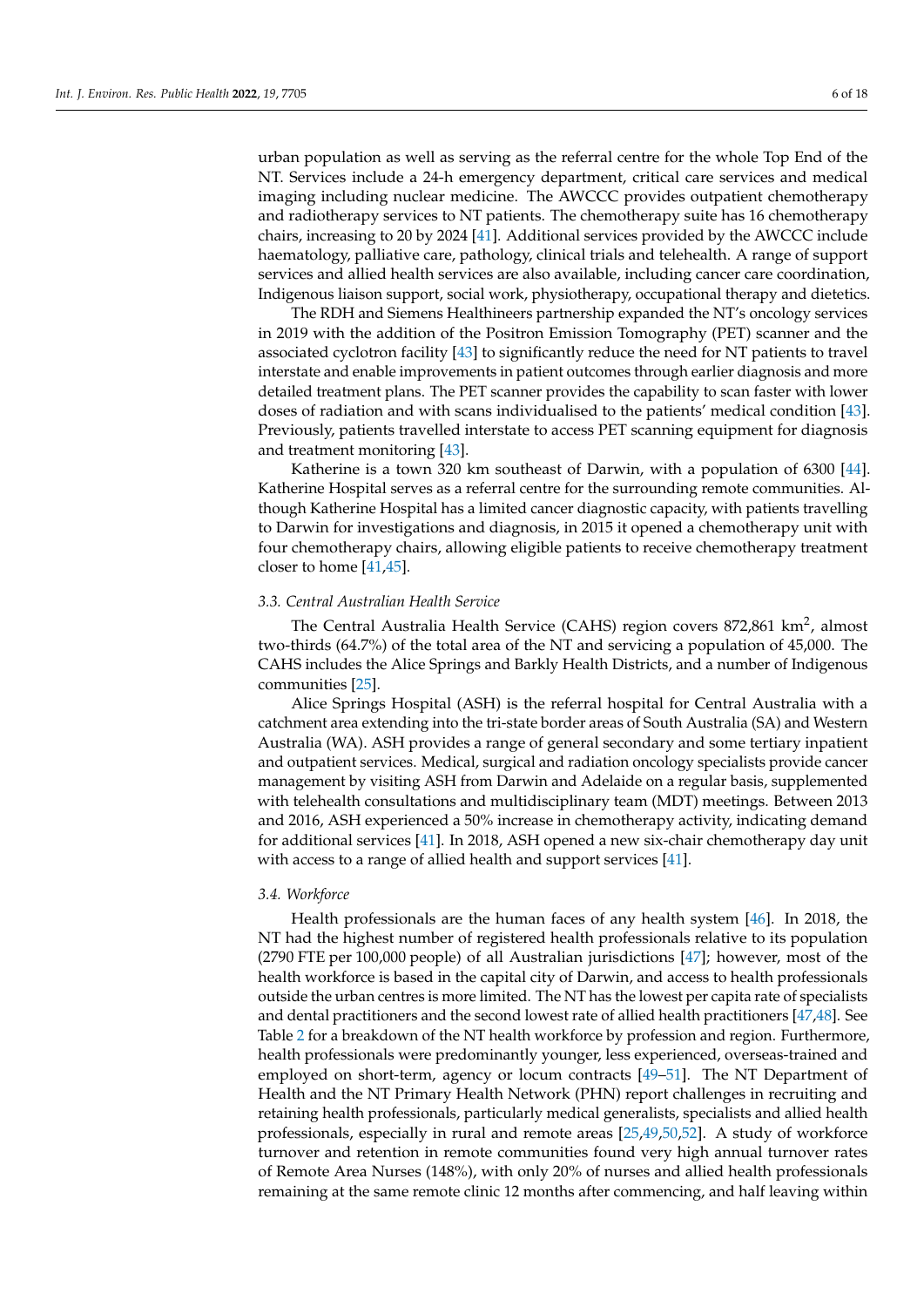urban population as well as serving as the referral centre for the whole Top End of the NT. Services include a 24-h emergency department, critical care services and medical imaging including nuclear medicine. The AWCCC provides outpatient chemotherapy and radiotherapy services to NT patients. The chemotherapy suite has 16 chemotherapy chairs, increasing to 20 by 2024 [41]. Additional services provided by the AWCCC include haematology, palliative care, pathology, clinical trials and telehealth. A range of support services and allied health services are also available, including cancer care coordination, Indigenous liaison support, social work, physiotherapy, occupational therapy and dietetics.

The RDH and Siemens Healthineers partnership expanded the NT's oncology services in 2019 with the addition of the Positron Emission Tomography (PET) scanner and the associated cyclotron facility [43] to significantly reduce the need for NT patients to travel interstate and enable improvements in patient outcomes through earlier diagnosis and more detailed treatment plans. The PET scanner provides the capability to scan faster with lower doses of radiation and with scans individualised to the patients' medical condition [43]. Previously, patients travelled interstate to access PET scanning equipment for diagnosis and treatment monitoring [43].

Katherine is a town 320 km southeast of Darwin, with a population of 6300 [44]. Katherine Hospital serves as a referral centre for the surrounding remote communities. Although Katherine Hospital has a limited cancer diagnostic capacity, with patients travelling to Darwin for investigations and diagnosis, in 2015 it opened a chemotherapy unit with four chemotherapy chairs, allowing eligible patients to receive chemotherapy treatment closer to home [41,45].

### *3.3. Central Australian Health Service*

The Central Australia Health Service (CAHS) region covers 872,861 km$^2$, almost two-thirds (64.7%) of the total area of the NT and servicing a population of 45,000. The CAHS includes the Alice Springs and Barkly Health Districts, and a number of Indigenous communities [25].

Alice Springs Hospital (ASH) is the referral hospital for Central Australia with a catchment area extending into the tri-state border areas of South Australia (SA) and Western Australia (WA). ASH provides a range of general secondary and some tertiary inpatient and outpatient services. Medical, surgical and radiation oncology specialists provide cancer management by visiting ASH from Darwin and Adelaide on a regular basis, supplemented with telehealth consultations and multidisciplinary team (MDT) meetings. Between 2013 and 2016, ASH experienced a 50% increase in chemotherapy activity, indicating demand for additional services [41]. In 2018, ASH opened a new six-chair chemotherapy day unit with access to a range of allied health and support services [41].

### *3.4. Workforce*

Health professionals are the human faces of any health system [46]. In 2018, the NT had the highest number of registered health professionals relative to its population (2790 FTE per 100,000 people) of all Australian jurisdictions [47]; however, most of the health workforce is based in the capital city of Darwin, and access to health professionals outside the urban centres is more limited. The NT has the lowest per capita rate of specialists and dental practitioners and the second lowest rate of allied health practitioners [47,48]. See Table 2 for a breakdown of the NT health workforce by profession and region. Furthermore, health professionals were predominantly younger, less experienced, overseas-trained and employed on short-term, agency or locum contracts [49–51]. The NT Department of Health and the NT Primary Health Network (PHN) report challenges in recruiting and retaining health professionals, particularly medical generalists, specialists and allied health professionals, especially in rural and remote areas [25,49,50,52]. A study of workforce turnover and retention in remote communities found very high annual turnover rates of Remote Area Nurses (148%), with only 20% of nurses and allied health professionals remaining at the same remote clinic 12 months after commencing, and half leaving within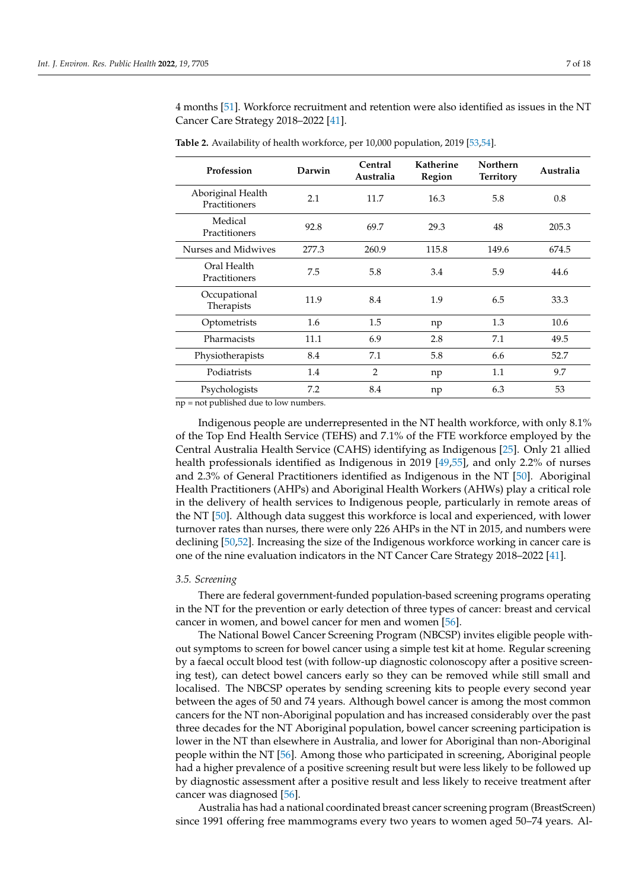4 months [51]. Workforce recruitment and retention were also identified as issues in the NT Cancer Care Strategy 2018–2022 [41].

**Table 2.** Availability of health workforce, per 10,000 population, 2019 [53,54].

| Profession | Darwin | Central Australia | Katherine Region | Northern Territory | Australia |
|---|---|---|---|---|---|
| Aboriginal Health Practitioners | 2.1 | 11.7 | 16.3 | 5.8 | 0.8 |
| Medical Practitioners | 92.8 | 69.7 | 29.3 | 48 | 205.3 |
| Nurses and Midwives | 277.3 | 260.9 | 115.8 | 149.6 | 674.5 |
| Oral Health Practitioners | 7.5 | 5.8 | 3.4 | 5.9 | 44.6 |
| Occupational Therapists | 11.9 | 8.4 | 1.9 | 6.5 | 33.3 |
| Optometrists | 1.6 | 1.5 | np | 1.3 | 10.6 |
| Pharmacists | 11.1 | 6.9 | 2.8 | 7.1 | 49.5 |
| Physiotherapists | 8.4 | 7.1 | 5.8 | 6.6 | 52.7 |
| Podiatrists | 1.4 | 2 | np | 1.1 | 9.7 |
| Psychologists | 7.2 | 8.4 | np | 6.3 | 53 |

np = not published due to low numbers.

Indigenous people are underrepresented in the NT health workforce, with only 8.1% of the Top End Health Service (TEHS) and 7.1% of the FTE workforce employed by the Central Australia Health Service (CAHS) identifying as Indigenous [25]. Only 21 allied health professionals identified as Indigenous in 2019 [49,55], and only 2.2% of nurses and 2.3% of General Practitioners identified as Indigenous in the NT [50]. Aboriginal Health Practitioners (AHPs) and Aboriginal Health Workers (AHWs) play a critical role in the delivery of health services to Indigenous people, particularly in remote areas of the NT [50]. Although data suggest this workforce is local and experienced, with lower turnover rates than nurses, there were only 226 AHPs in the NT in 2015, and numbers were declining [50,52]. Increasing the size of the Indigenous workforce working in cancer care is one of the nine evaluation indicators in the NT Cancer Care Strategy 2018–2022 [41].

### *3.5. Screening*

There are federal government-funded population-based screening programs operating in the NT for the prevention or early detection of three types of cancer: breast and cervical cancer in women, and bowel cancer for men and women [56].

The National Bowel Cancer Screening Program (NBCSP) invites eligible people without symptoms to screen for bowel cancer using a simple test kit at home. Regular screening by a faecal occult blood test (with follow-up diagnostic colonoscopy after a positive screening test), can detect bowel cancers early so they can be removed while still small and localised. The NBCSP operates by sending screening kits to people every second year between the ages of 50 and 74 years. Although bowel cancer is among the most common cancers for the NT non-Aboriginal population and has increased considerably over the past three decades for the NT Aboriginal population, bowel cancer screening participation is lower in the NT than elsewhere in Australia, and lower for Aboriginal than non-Aboriginal people within the NT [56]. Among those who participated in screening, Aboriginal people had a higher prevalence of a positive screening result but were less likely to be followed up by diagnostic assessment after a positive result and less likely to receive treatment after cancer was diagnosed [56].

Australia has had a national coordinated breast cancer screening program (BreastScreen) since 1991 offering free mammograms every two years to women aged 50–74 years. Al-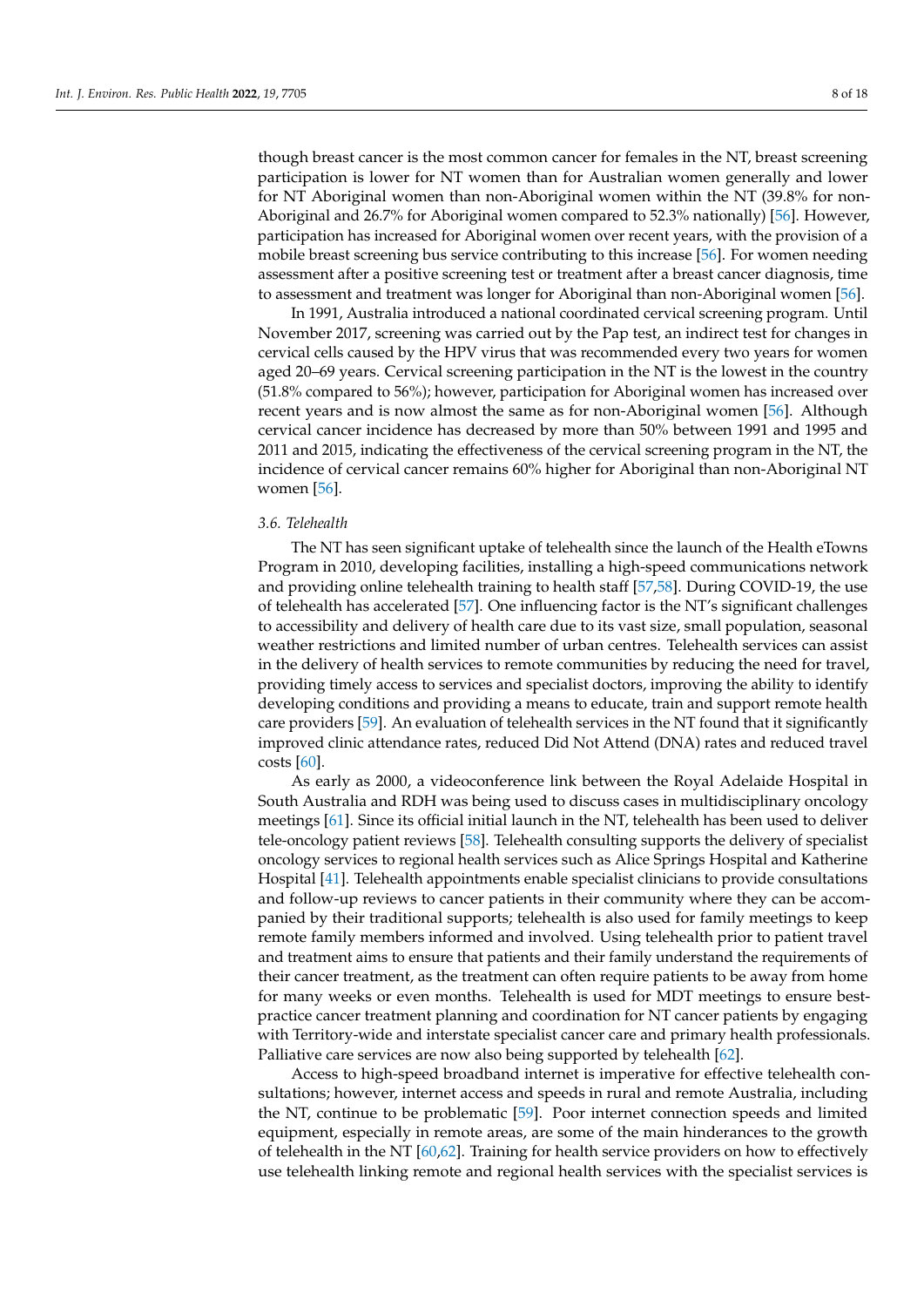though breast cancer is the most common cancer for females in the NT, breast screening participation is lower for NT women than for Australian women generally and lower for NT Aboriginal women than non-Aboriginal women within the NT (39.8% for non-Aboriginal and 26.7% for Aboriginal women compared to 52.3% nationally) [56]. However, participation has increased for Aboriginal women over recent years, with the provision of a mobile breast screening bus service contributing to this increase [56]. For women needing assessment after a positive screening test or treatment after a breast cancer diagnosis, time to assessment and treatment was longer for Aboriginal than non-Aboriginal women [56].

In 1991, Australia introduced a national coordinated cervical screening program. Until November 2017, screening was carried out by the Pap test, an indirect test for changes in cervical cells caused by the HPV virus that was recommended every two years for women aged 20–69 years. Cervical screening participation in the NT is the lowest in the country (51.8% compared to 56%); however, participation for Aboriginal women has increased over recent years and is now almost the same as for non-Aboriginal women [56]. Although cervical cancer incidence has decreased by more than 50% between 1991 and 1995 and 2011 and 2015, indicating the effectiveness of the cervical screening program in the NT, the incidence of cervical cancer remains 60% higher for Aboriginal than non-Aboriginal NT women [56].

### 3.6. Telehealth

The NT has seen significant uptake of telehealth since the launch of the Health eTowns Program in 2010, developing facilities, installing a high-speed communications network and providing online telehealth training to health staff [57,58]. During COVID-19, the use of telehealth has accelerated [57]. One influencing factor is the NT's significant challenges to accessibility and delivery of health care due to its vast size, small population, seasonal weather restrictions and limited number of urban centres. Telehealth services can assist in the delivery of health services to remote communities by reducing the need for travel, providing timely access to services and specialist doctors, improving the ability to identify developing conditions and providing a means to educate, train and support remote health care providers [59]. An evaluation of telehealth services in the NT found that it significantly improved clinic attendance rates, reduced Did Not Attend (DNA) rates and reduced travel costs [60].

As early as 2000, a videoconference link between the Royal Adelaide Hospital in South Australia and RDH was being used to discuss cases in multidisciplinary oncology meetings [61]. Since its official initial launch in the NT, telehealth has been used to deliver tele-oncology patient reviews [58]. Telehealth consulting supports the delivery of specialist oncology services to regional health services such as Alice Springs Hospital and Katherine Hospital [41]. Telehealth appointments enable specialist clinicians to provide consultations and follow-up reviews to cancer patients in their community where they can be accompanied by their traditional supports; telehealth is also used for family meetings to keep remote family members informed and involved. Using telehealth prior to patient travel and treatment aims to ensure that patients and their family understand the requirements of their cancer treatment, as the treatment can often require patients to be away from home for many weeks or even months. Telehealth is used for MDT meetings to ensure best-practice cancer treatment planning and coordination for NT cancer patients by engaging with Territory-wide and interstate specialist cancer care and primary health professionals. Palliative care services are now also being supported by telehealth [62].

Access to high-speed broadband internet is imperative for effective telehealth consultations; however, internet access and speeds in rural and remote Australia, including the NT, continue to be problematic [59]. Poor internet connection speeds and limited equipment, especially in remote areas, are some of the main hinderances to the growth of telehealth in the NT [60,62]. Training for health service providers on how to effectively use telehealth linking remote and regional health services with the specialist services is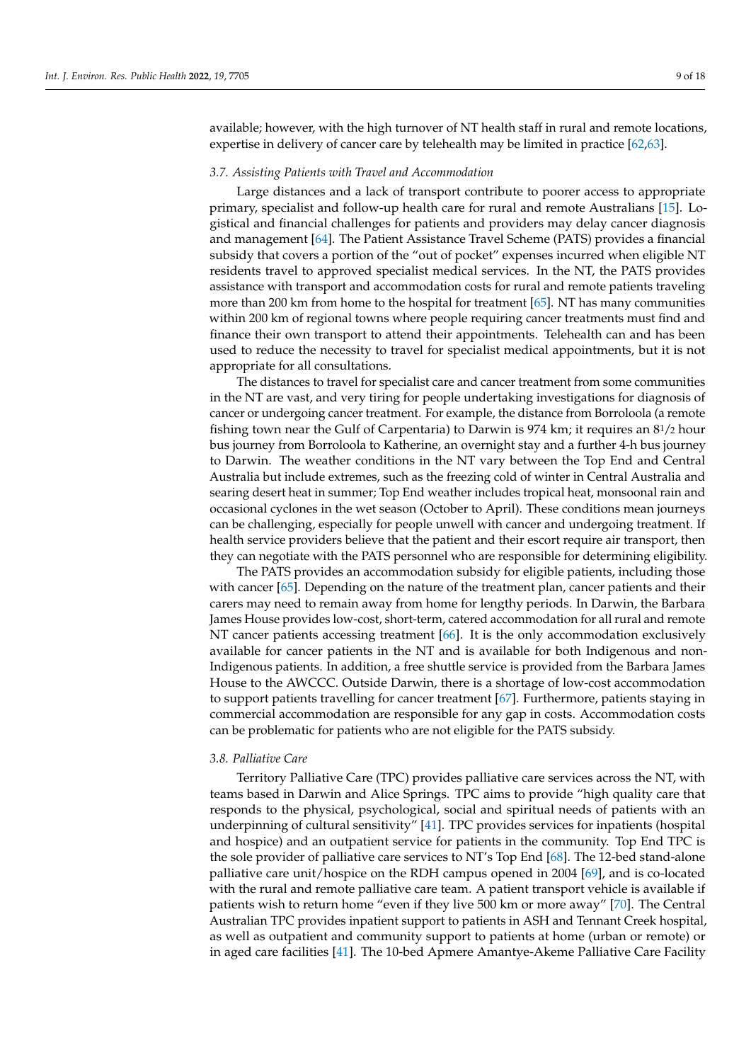available; however, with the high turnover of NT health staff in rural and remote locations, expertise in delivery of cancer care by telehealth may be limited in practice [62,63].

### 3.7. Assisting Patients with Travel and Accommodation

Large distances and a lack of transport contribute to poorer access to appropriate primary, specialist and follow-up health care for rural and remote Australians [15]. Logistical and financial challenges for patients and providers may delay cancer diagnosis and management [64]. The Patient Assistance Travel Scheme (PATS) provides a financial subsidy that covers a portion of the "out of pocket" expenses incurred when eligible NT residents travel to approved specialist medical services. In the NT, the PATS provides assistance with transport and accommodation costs for rural and remote patients traveling more than 200 km from home to the hospital for treatment [65]. NT has many communities within 200 km of regional towns where people requiring cancer treatments must find and finance their own transport to attend their appointments. Telehealth can and has been used to reduce the necessity to travel for specialist medical appointments, but it is not appropriate for all consultations.

The distances to travel for specialist care and cancer treatment from some communities in the NT are vast, and very tiring for people undertaking investigations for diagnosis of cancer or undergoing cancer treatment. For example, the distance from Borroloola (a remote fishing town near the Gulf of Carpentaria) to Darwin is 974 km; it requires an 8½ hour bus journey from Borroloola to Katherine, an overnight stay and a further 4-h bus journey to Darwin. The weather conditions in the NT vary between the Top End and Central Australia but include extremes, such as the freezing cold of winter in Central Australia and searing desert heat in summer; Top End weather includes tropical heat, monsoonal rain and occasional cyclones in the wet season (October to April). These conditions mean journeys can be challenging, especially for people unwell with cancer and undergoing treatment. If health service providers believe that the patient and their escort require air transport, then they can negotiate with the PATS personnel who are responsible for determining eligibility.

The PATS provides an accommodation subsidy for eligible patients, including those with cancer [65]. Depending on the nature of the treatment plan, cancer patients and their carers may need to remain away from home for lengthy periods. In Darwin, the Barbara James House provides low-cost, short-term, catered accommodation for all rural and remote NT cancer patients accessing treatment [66]. It is the only accommodation exclusively available for cancer patients in the NT and is available for both Indigenous and non-Indigenous patients. In addition, a free shuttle service is provided from the Barbara James House to the AWCCC. Outside Darwin, there is a shortage of low-cost accommodation to support patients travelling for cancer treatment [67]. Furthermore, patients staying in commercial accommodation are responsible for any gap in costs. Accommodation costs can be problematic for patients who are not eligible for the PATS subsidy.

### 3.8. Palliative Care

Territory Palliative Care (TPC) provides palliative care services across the NT, with teams based in Darwin and Alice Springs. TPC aims to provide "high quality care that responds to the physical, psychological, social and spiritual needs of patients with an underpinning of cultural sensitivity" [41]. TPC provides services for inpatients (hospital and hospice) and an outpatient service for patients in the community. Top End TPC is the sole provider of palliative care services to NT's Top End [68]. The 12-bed stand-alone palliative care unit/hospice on the RDH campus opened in 2004 [69], and is co-located with the rural and remote palliative care team. A patient transport vehicle is available if patients wish to return home "even if they live 500 km or more away" [70]. The Central Australian TPC provides inpatient support to patients in ASH and Tennant Creek hospital, as well as outpatient and community support to patients at home (urban or remote) or in aged care facilities [41]. The 10-bed Apmere Amantye-Akeme Palliative Care Facility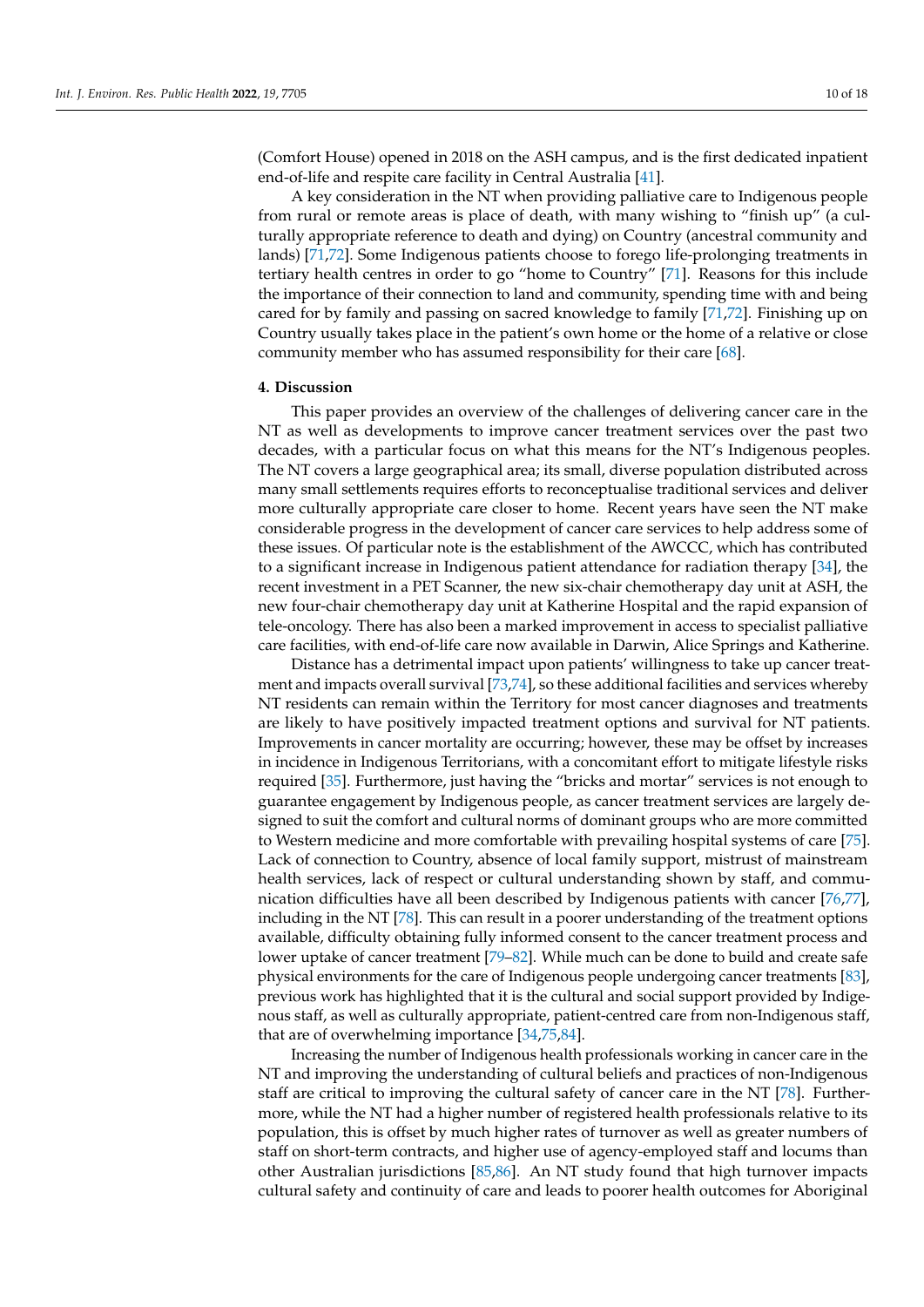(Comfort House) opened in 2018 on the ASH campus, and is the first dedicated inpatient end-of-life and respite care facility in Central Australia [41].

A key consideration in the NT when providing palliative care to Indigenous people from rural or remote areas is place of death, with many wishing to "finish up" (a culturally appropriate reference to death and dying) on Country (ancestral community and lands) [71,72]. Some Indigenous patients choose to forego life-prolonging treatments in tertiary health centres in order to go "home to Country" [71]. Reasons for this include the importance of their connection to land and community, spending time with and being cared for by family and passing on sacred knowledge to family [71,72]. Finishing up on Country usually takes place in the patient's own home or the home of a relative or close community member who has assumed responsibility for their care [68].

## 4. Discussion

This paper provides an overview of the challenges of delivering cancer care in the NT as well as developments to improve cancer treatment services over the past two decades, with a particular focus on what this means for the NT's Indigenous peoples. The NT covers a large geographical area; its small, diverse population distributed across many small settlements requires efforts to reconceptualise traditional services and deliver more culturally appropriate care closer to home. Recent years have seen the NT make considerable progress in the development of cancer care services to help address some of these issues. Of particular note is the establishment of the AWCCC, which has contributed to a significant increase in Indigenous patient attendance for radiation therapy [34], the recent investment in a PET Scanner, the new six-chair chemotherapy day unit at ASH, the new four-chair chemotherapy day unit at Katherine Hospital and the rapid expansion of tele-oncology. There has also been a marked improvement in access to specialist palliative care facilities, with end-of-life care now available in Darwin, Alice Springs and Katherine.

Distance has a detrimental impact upon patients' willingness to take up cancer treatment and impacts overall survival [73,74], so these additional facilities and services whereby NT residents can remain within the Territory for most cancer diagnoses and treatments are likely to have positively impacted treatment options and survival for NT patients. Improvements in cancer mortality are occurring; however, these may be offset by increases in incidence in Indigenous Territorians, with a concomitant effort to mitigate lifestyle risks required [35]. Furthermore, just having the "bricks and mortar" services is not enough to guarantee engagement by Indigenous people, as cancer treatment services are largely designed to suit the comfort and cultural norms of dominant groups who are more committed to Western medicine and more comfortable with prevailing hospital systems of care [75]. Lack of connection to Country, absence of local family support, mistrust of mainstream health services, lack of respect or cultural understanding shown by staff, and communication difficulties have all been described by Indigenous patients with cancer [76,77], including in the NT [78]. This can result in a poorer understanding of the treatment options available, difficulty obtaining fully informed consent to the cancer treatment process and lower uptake of cancer treatment [79–82]. While much can be done to build and create safe physical environments for the care of Indigenous people undergoing cancer treatments [83], previous work has highlighted that it is the cultural and social support provided by Indigenous staff, as well as culturally appropriate, patient-centred care from non-Indigenous staff, that are of overwhelming importance [34,75,84].

Increasing the number of Indigenous health professionals working in cancer care in the NT and improving the understanding of cultural beliefs and practices of non-Indigenous staff are critical to improving the cultural safety of cancer care in the NT [78]. Furthermore, while the NT had a higher number of registered health professionals relative to its population, this is offset by much higher rates of turnover as well as greater numbers of staff on short-term contracts, and higher use of agency-employed staff and locums than other Australian jurisdictions [85,86]. An NT study found that high turnover impacts cultural safety and continuity of care and leads to poorer health outcomes for Aboriginal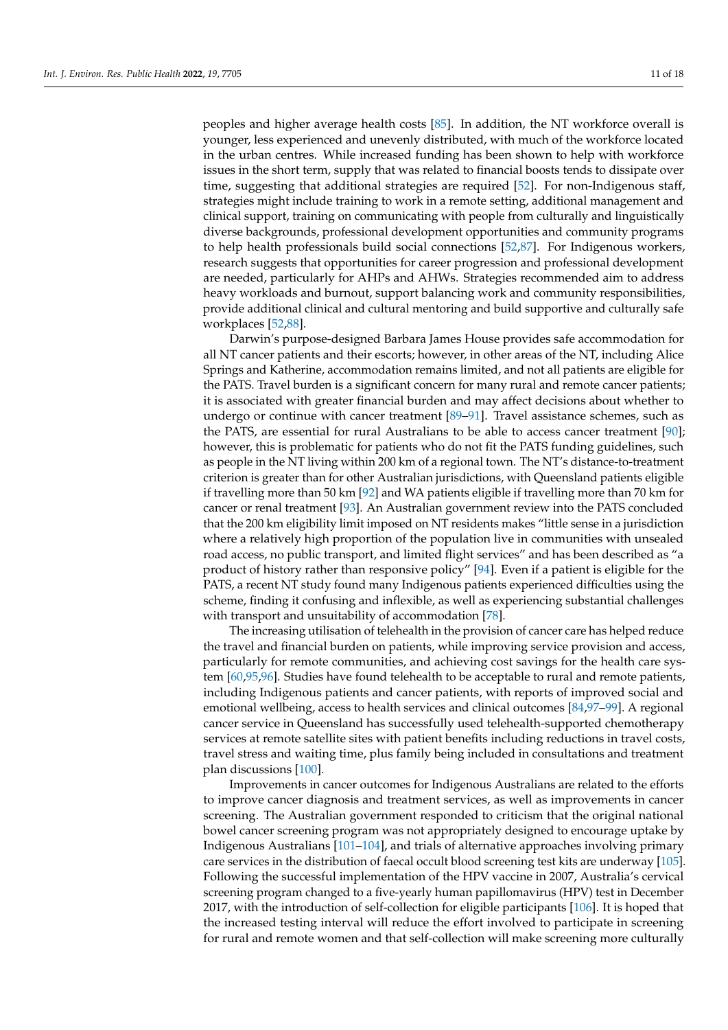peoples and higher average health costs [85]. In addition, the NT workforce overall is younger, less experienced and unevenly distributed, with much of the workforce located in the urban centres. While increased funding has been shown to help with workforce issues in the short term, supply that was related to financial boosts tends to dissipate over time, suggesting that additional strategies are required [52]. For non-Indigenous staff, strategies might include training to work in a remote setting, additional management and clinical support, training on communicating with people from culturally and linguistically diverse backgrounds, professional development opportunities and community programs to help health professionals build social connections [52,87]. For Indigenous workers, research suggests that opportunities for career progression and professional development are needed, particularly for AHPs and AHWs. Strategies recommended aim to address heavy workloads and burnout, support balancing work and community responsibilities, provide additional clinical and cultural mentoring and build supportive and culturally safe workplaces [52,88].

Darwin's purpose-designed Barbara James House provides safe accommodation for all NT cancer patients and their escorts; however, in other areas of the NT, including Alice Springs and Katherine, accommodation remains limited, and not all patients are eligible for the PATS. Travel burden is a significant concern for many rural and remote cancer patients; it is associated with greater financial burden and may affect decisions about whether to undergo or continue with cancer treatment [89–91]. Travel assistance schemes, such as the PATS, are essential for rural Australians to be able to access cancer treatment [90]; however, this is problematic for patients who do not fit the PATS funding guidelines, such as people in the NT living within 200 km of a regional town. The NT's distance-to-treatment criterion is greater than for other Australian jurisdictions, with Queensland patients eligible if travelling more than 50 km [92] and WA patients eligible if travelling more than 70 km for cancer or renal treatment [93]. An Australian government review into the PATS concluded that the 200 km eligibility limit imposed on NT residents makes "little sense in a jurisdiction where a relatively high proportion of the population live in communities with unsealed road access, no public transport, and limited flight services" and has been described as "a product of history rather than responsive policy" [94]. Even if a patient is eligible for the PATS, a recent NT study found many Indigenous patients experienced difficulties using the scheme, finding it confusing and inflexible, as well as experiencing substantial challenges with transport and unsuitability of accommodation [78].

The increasing utilisation of telehealth in the provision of cancer care has helped reduce the travel and financial burden on patients, while improving service provision and access, particularly for remote communities, and achieving cost savings for the health care system [60,95,96]. Studies have found telehealth to be acceptable to rural and remote patients, including Indigenous patients and cancer patients, with reports of improved social and emotional wellbeing, access to health services and clinical outcomes [84,97–99]. A regional cancer service in Queensland has successfully used telehealth-supported chemotherapy services at remote satellite sites with patient benefits including reductions in travel costs, travel stress and waiting time, plus family being included in consultations and treatment plan discussions [100].

Improvements in cancer outcomes for Indigenous Australians are related to the efforts to improve cancer diagnosis and treatment services, as well as improvements in cancer screening. The Australian government responded to criticism that the original national bowel cancer screening program was not appropriately designed to encourage uptake by Indigenous Australians [101–104], and trials of alternative approaches involving primary care services in the distribution of faecal occult blood screening test kits are underway [105]. Following the successful implementation of the HPV vaccine in 2007, Australia's cervical screening program changed to a five-yearly human papillomavirus (HPV) test in December 2017, with the introduction of self-collection for eligible participants [106]. It is hoped that the increased testing interval will reduce the effort involved to participate in screening for rural and remote women and that self-collection will make screening more culturally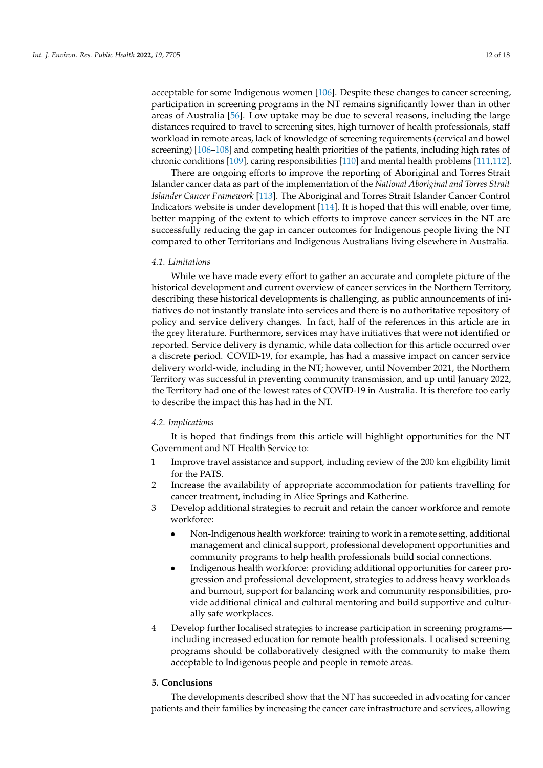acceptable for some Indigenous women [106]. Despite these changes to cancer screening, participation in screening programs in the NT remains significantly lower than in other areas of Australia [56]. Low uptake may be due to several reasons, including the large distances required to travel to screening sites, high turnover of health professionals, staff workload in remote areas, lack of knowledge of screening requirements (cervical and bowel screening) [106–108] and competing health priorities of the patients, including high rates of chronic conditions [109], caring responsibilities [110] and mental health problems [111,112].

There are ongoing efforts to improve the reporting of Aboriginal and Torres Strait Islander cancer data as part of the implementation of the *National Aboriginal and Torres Strait Islander Cancer Framework* [113]. The Aboriginal and Torres Strait Islander Cancer Control Indicators website is under development [114]. It is hoped that this will enable, over time, better mapping of the extent to which efforts to improve cancer services in the NT are successfully reducing the gap in cancer outcomes for Indigenous people living the NT compared to other Territorians and Indigenous Australians living elsewhere in Australia.

### *4.1. Limitations*

While we have made every effort to gather an accurate and complete picture of the historical development and current overview of cancer services in the Northern Territory, describing these historical developments is challenging, as public announcements of initiatives do not instantly translate into services and there is no authoritative repository of policy and service delivery changes. In fact, half of the references in this article are in the grey literature. Furthermore, services may have initiatives that were not identified or reported. Service delivery is dynamic, while data collection for this article occurred over a discrete period. COVID-19, for example, has had a massive impact on cancer service delivery world-wide, including in the NT; however, until November 2021, the Northern Territory was successful in preventing community transmission, and up until January 2022, the Territory had one of the lowest rates of COVID-19 in Australia. It is therefore too early to describe the impact this has had in the NT.

### *4.2. Implications*

It is hoped that findings from this article will highlight opportunities for the NT Government and NT Health Service to:

1. Improve travel assistance and support, including review of the 200 km eligibility limit for the PATS.
2. Increase the availability of appropriate accommodation for patients travelling for cancer treatment, including in Alice Springs and Katherine.
3. Develop additional strategies to recruit and retain the cancer workforce and remote workforce:
    - Non-Indigenous health workforce: training to work in a remote setting, additional management and clinical support, professional development opportunities and community programs to help health professionals build social connections.
    - Indigenous health workforce: providing additional opportunities for career progression and professional development, strategies to address heavy workloads and burnout, support for balancing work and community responsibilities, provide additional clinical and cultural mentoring and build supportive and culturally safe workplaces.
4. Develop further localised strategies to increase participation in screening programs—including increased education for remote health professionals. Localised screening programs should be collaboratively designed with the community to make them acceptable to Indigenous people and people in remote areas.

## 5. Conclusions

The developments described show that the NT has succeeded in advocating for cancer patients and their families by increasing the cancer care infrastructure and services, allowing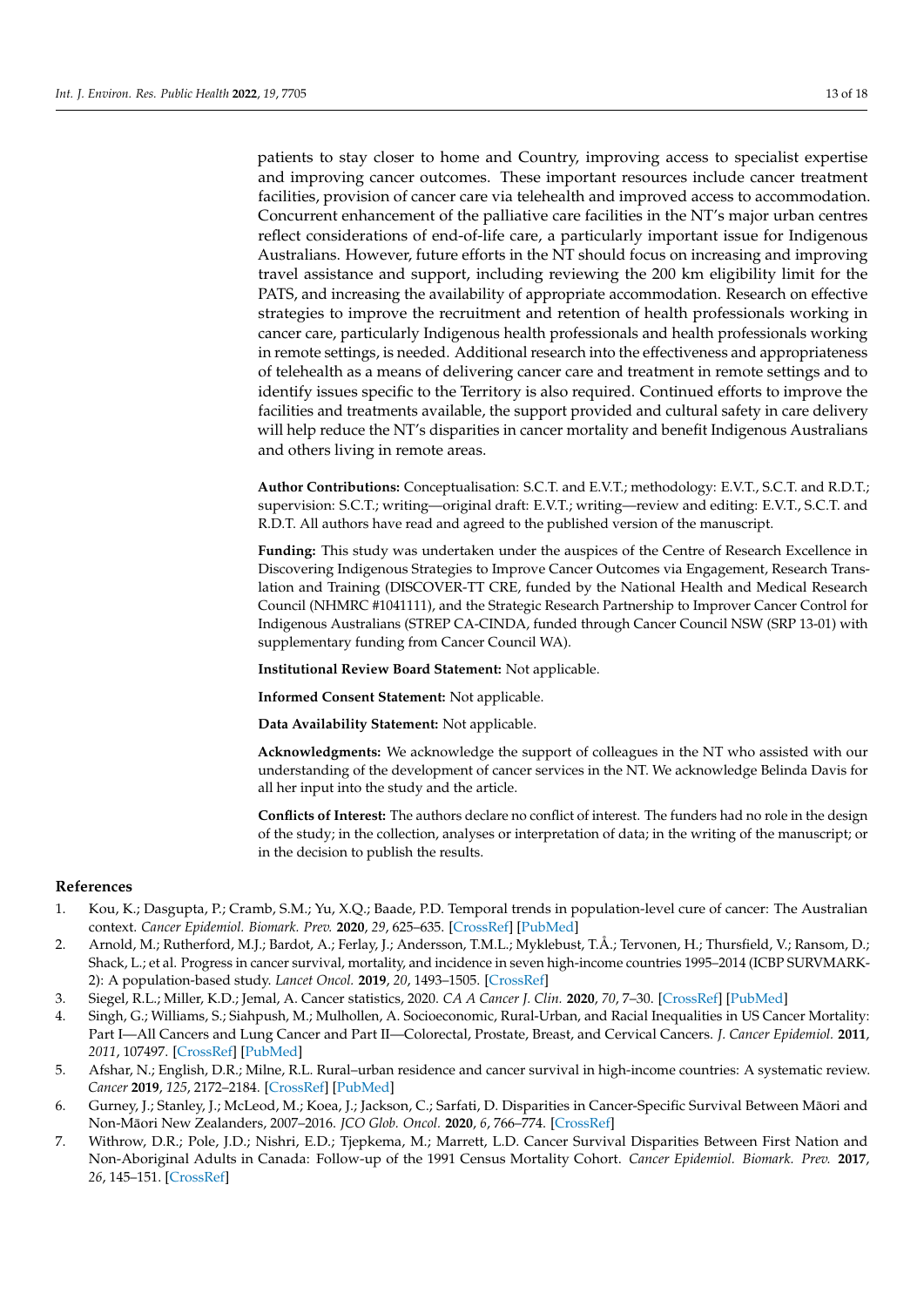patients to stay closer to home and Country, improving access to specialist expertise and improving cancer outcomes. These important resources include cancer treatment facilities, provision of cancer care via telehealth and improved access to accommodation. Concurrent enhancement of the palliative care facilities in the NT's major urban centres reflect considerations of end-of-life care, a particularly important issue for Indigenous Australians. However, future efforts in the NT should focus on increasing and improving travel assistance and support, including reviewing the 200 km eligibility limit for the PATS, and increasing the availability of appropriate accommodation. Research on effective strategies to improve the recruitment and retention of health professionals working in cancer care, particularly Indigenous health professionals and health professionals working in remote settings, is needed. Additional research into the effectiveness and appropriateness of telehealth as a means of delivering cancer care and treatment in remote settings and to identify issues specific to the Territory is also required. Continued efforts to improve the facilities and treatments available, the support provided and cultural safety in care delivery will help reduce the NT's disparities in cancer mortality and benefit Indigenous Australians and others living in remote areas.

**Author Contributions:** Conceptualisation: S.C.T. and E.V.T.; methodology: E.V.T., S.C.T. and R.D.T.; supervision: S.C.T.; writing—original draft: E.V.T.; writing—review and editing: E.V.T., S.C.T. and R.D.T. All authors have read and agreed to the published version of the manuscript.

**Funding:** This study was undertaken under the auspices of the Centre of Research Excellence in Discovering Indigenous Strategies to Improve Cancer Outcomes via Engagement, Research Translation and Training (DISCOVER-TT CRE, funded by the National Health and Medical Research Council (NHMRC #1041111), and the Strategic Research Partnership to Improver Cancer Control for Indigenous Australians (STREP CA-CINDA, funded through Cancer Council NSW (SRP 13-01) with supplementary funding from Cancer Council WA).

**Institutional Review Board Statement:** Not applicable.

**Informed Consent Statement:** Not applicable.

**Data Availability Statement:** Not applicable.

**Acknowledgments:** We acknowledge the support of colleagues in the NT who assisted with our understanding of the development of cancer services in the NT. We acknowledge Belinda Davis for all her input into the study and the article.

**Conflicts of Interest:** The authors declare no conflict of interest. The funders had no role in the design of the study; in the collection, analyses or interpretation of data; in the writing of the manuscript; or in the decision to publish the results.

## References

1. Kou, K.; Dasgupta, P.; Cramb, S.M.; Yu, X.Q.; Baade, P.D. Temporal trends in population-level cure of cancer: The Australian context. *Cancer Epidemiol. Biomark. Prev.* **2020**, *29*, 625–635. [CrossRef] [PubMed]
2. Arnold, M.; Rutherford, M.J.; Bardot, A.; Ferlay, J.; Andersson, T.M.L.; Myklebust, T.Å.; Tervonen, H.; Thursfield, V.; Ransom, D.; Shack, L.; et al. Progress in cancer survival, mortality, and incidence in seven high-income countries 1995–2014 (ICBP SURVMARK-2): A population-based study. *Lancet Oncol.* **2019**, *20*, 1493–1505. [CrossRef]
3. Siegel, R.L.; Miller, K.D.; Jemal, A. Cancer statistics, 2020. *CA A Cancer J. Clin.* **2020**, *70*, 7–30. [CrossRef] [PubMed]
4. Singh, G.; Williams, S.; Siahpush, M.; Mulhollen, A. Socioeconomic, Rural-Urban, and Racial Inequalities in US Cancer Mortality: Part I—All Cancers and Lung Cancer and Part II—Colorectal, Prostate, Breast, and Cervical Cancers. *J. Cancer Epidemiol.* **2011**, *2011*, 107497. [CrossRef] [PubMed]
5. Afshar, N.; English, D.R.; Milne, R.L. Rural–urban residence and cancer survival in high-income countries: A systematic review. *Cancer* **2019**, *125*, 2172–2184. [CrossRef] [PubMed]
6. Gurney, J.; Stanley, J.; McLeod, M.; Koea, J.; Jackson, C.; Sarfati, D. Disparities in Cancer-Specific Survival Between Māori and Non-Māori New Zealanders, 2007–2016. *JCO Glob. Oncol.* **2020**, *6*, 766–774. [CrossRef]
7. Withrow, D.R.; Pole, J.D.; Nishri, E.D.; Tjepkema, M.; Marrett, L.D. Cancer Survival Disparities Between First Nation and Non-Aboriginal Adults in Canada: Follow-up of the 1991 Census Mortality Cohort. *Cancer Epidemiol. Biomark. Prev.* **2017**, *26*, 145–151. [CrossRef]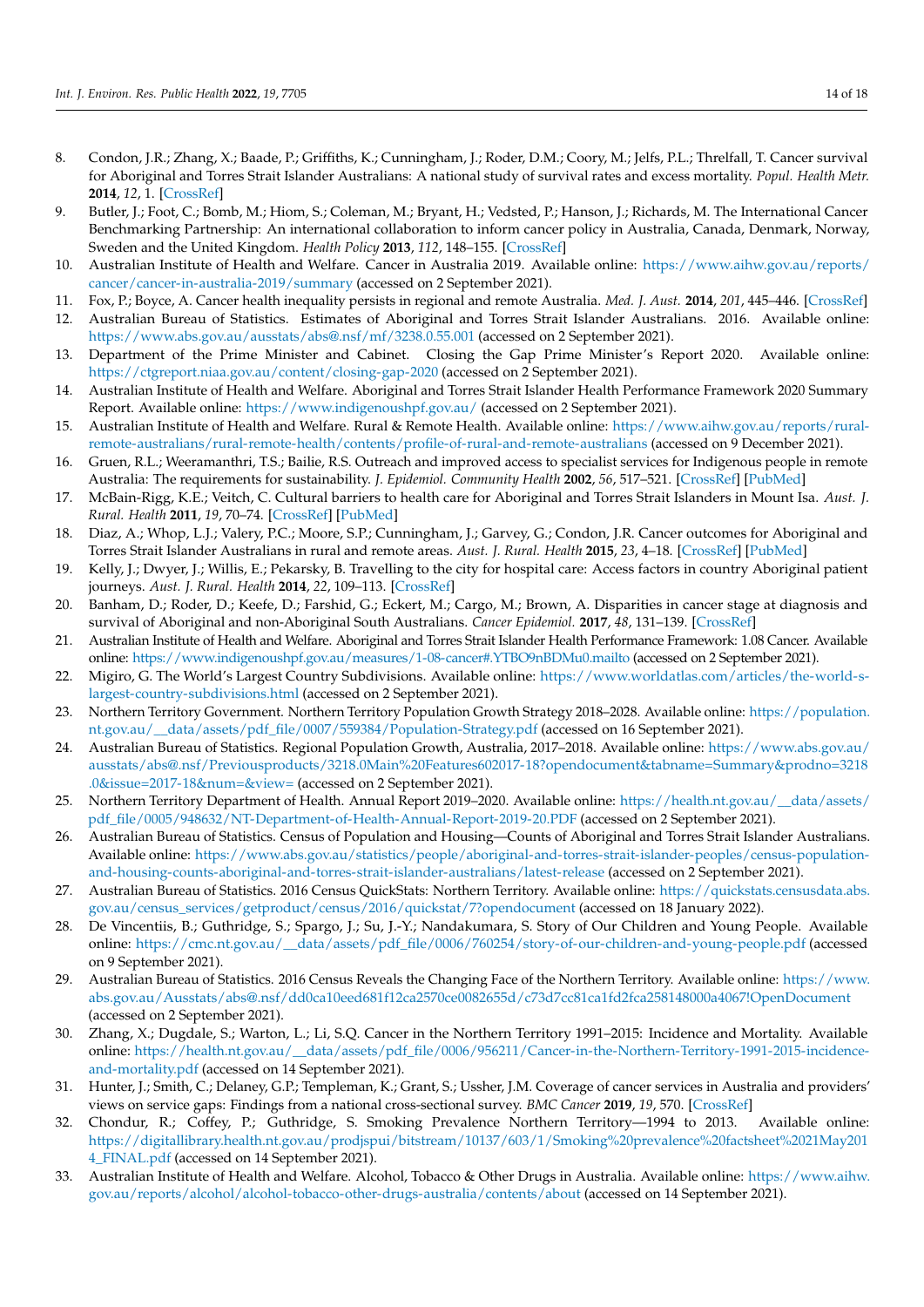8. Condon, J.R.; Zhang, X.; Baade, P.; Griffiths, K.; Cunningham, J.; Roder, D.M.; Coory, M.; Jelfs, P.L.; Threlfall, T. Cancer survival for Aboriginal and Torres Strait Islander Australians: A national study of survival rates and excess mortality. *Popul. Health Metr.* **2014**, *12*, 1. [CrossRef]
9. Butler, J.; Foot, C.; Bomb, M.; Hiom, S.; Coleman, M.; Bryant, H.; Vedsted, P.; Hanson, J.; Richards, M. The International Cancer Benchmarking Partnership: An international collaboration to inform cancer policy in Australia, Canada, Denmark, Norway, Sweden and the United Kingdom. *Health Policy* **2013**, *112*, 148–155. [CrossRef]
10. Australian Institute of Health and Welfare. Cancer in Australia 2019. Available online: https://www.aihw.gov.au/reports/cancer/cancer-in-australia-2019/summary (accessed on 2 September 2021).
11. Fox, P.; Boyce, A. Cancer health inequality persists in regional and remote Australia. *Med. J. Aust.* **2014**, *201*, 445–446. [CrossRef]
12. Australian Bureau of Statistics. Estimates of Aboriginal and Torres Strait Islander Australians. 2016. Available online: https://www.abs.gov.au/ausstats/abs@.nsf/mf/3238.0.55.001 (accessed on 2 September 2021).
13. Department of the Prime Minister and Cabinet. Closing the Gap Prime Minister's Report 2020. Available online: https://ctgreport.niaa.gov.au/content/closing-gap-2020 (accessed on 2 September 2021).
14. Australian Institute of Health and Welfare. Aboriginal and Torres Strait Islander Health Performance Framework 2020 Summary Report. Available online: https://www.indigenoushpf.gov.au/ (accessed on 2 September 2021).
15. Australian Institute of Health and Welfare. Rural & Remote Health. Available online: https://www.aihw.gov.au/reports/rural-remote-australians/rural-remote-health/contents/profile-of-rural-and-remote-australians (accessed on 9 December 2021).
16. Gruen, R.L.; Weeramanthri, T.S.; Bailie, R.S. Outreach and improved access to specialist services for Indigenous people in remote Australia: The requirements for sustainability. *J. Epidemiol. Community Health* **2002**, *56*, 517–521. [CrossRef] [PubMed]
17. McBain-Rigg, K.E.; Veitch, C. Cultural barriers to health care for Aboriginal and Torres Strait Islanders in Mount Isa. *Aust. J. Rural. Health* **2011**, *19*, 70–74. [CrossRef] [PubMed]
18. Diaz, A.; Whop, L.J.; Valery, P.C.; Moore, S.P.; Cunningham, J.; Garvey, G.; Condon, J.R. Cancer outcomes for Aboriginal and Torres Strait Islander Australians in rural and remote areas. *Aust. J. Rural. Health* **2015**, *23*, 4–18. [CrossRef] [PubMed]
19. Kelly, J.; Dwyer, J.; Willis, E.; Pekarsky, B. Travelling to the city for hospital care: Access factors in country Aboriginal patient journeys. *Aust. J. Rural. Health* **2014**, *22*, 109–113. [CrossRef]
20. Banham, D.; Roder, D.; Keefe, D.; Farshid, G.; Eckert, M.; Cargo, M.; Brown, A. Disparities in cancer stage at diagnosis and survival of Aboriginal and non-Aboriginal South Australians. *Cancer Epidemiol.* **2017**, *48*, 131–139. [CrossRef]
21. Australian Institute of Health and Welfare. Aboriginal and Torres Strait Islander Health Performance Framework: 1.08 Cancer. Available online: https://www.indigenoushpf.gov.au/measures/1-08-cancer#.YTBO9nBDMu0.mailto (accessed on 2 September 2021).
22. Migiro, G. The World's Largest Country Subdivisions. Available online: https://www.worldatlas.com/articles/the-world-s-largest-country-subdivisions.html (accessed on 2 September 2021).
23. Northern Territory Government. Northern Territory Population Growth Strategy 2018–2028. Available online: https://population.nt.gov.au/__data/assets/pdf_file/0007/559384/Population-Strategy.pdf (accessed on 16 September 2021).
24. Australian Bureau of Statistics. Regional Population Growth, Australia, 2017–2018. Available online: https://www.abs.gov.au/ausstats/abs@.nsf/Previousproducts/3218.0Main%20Features602017-18?opendocument&tabname=Summary&prodno=3218.0&issue=2017-18&num=&view= (accessed on 2 September 2021).
25. Northern Territory Department of Health. Annual Report 2019–2020. Available online: https://health.nt.gov.au/__data/assets/pdf_file/0005/948632/NT-Department-of-Health-Annual-Report-2019-20.PDF (accessed on 2 September 2021).
26. Australian Bureau of Statistics. Census of Population and Housing—Counts of Aboriginal and Torres Strait Islander Australians. Available online: https://www.abs.gov.au/statistics/people/aboriginal-and-torres-strait-islander-peoples/census-population-and-housing-counts-aboriginal-and-torres-strait-islander-australians/latest-release (accessed on 2 September 2021).
27. Australian Bureau of Statistics. 2016 Census QuickStats: Northern Territory. Available online: https://quickstats.censusdata.abs.gov.au/census_services/getproduct/census/2016/quickstat/7?opendocument (accessed on 18 January 2022).
28. De Vincentiis, B.; Guthridge, S.; Spargo, J.; Su, J.-Y.; Nandakumara, S. Story of Our Children and Young People. Available online: https://cmc.nt.gov.au/__data/assets/pdf_file/0006/760254/story-of-our-children-and-young-people.pdf (accessed on 9 September 2021).
29. Australian Bureau of Statistics. 2016 Census Reveals the Changing Face of the Northern Territory. Available online: https://www.abs.gov.au/Ausstats/abs@.nsf/dd0ca10eed681f12ca2570ce0082655d/c73d7cc81ca1fd2fca258148000a4067!OpenDocument (accessed on 2 September 2021).
30. Zhang, X.; Dugdale, S.; Warton, L.; Li, S.Q. Cancer in the Northern Territory 1991–2015: Incidence and Mortality. Available online: https://health.nt.gov.au/__data/assets/pdf_file/0006/956211/Cancer-in-the-Northern-Territory-1991-2015-incidence-and-mortality.pdf (accessed on 14 September 2021).
31. Hunter, J.; Smith, C.; Delaney, G.P.; Templeman, K.; Grant, S.; Ussher, J.M. Coverage of cancer services in Australia and providers' views on service gaps: Findings from a national cross-sectional survey. *BMC Cancer* **2019**, *19*, 570. [CrossRef]
32. Chondur, R.; Coffey, P.; Guthridge, S. Smoking Prevalence Northern Territory—1994 to 2013. Available online: https://digitallibrary.health.nt.gov.au/prodjspui/bitstream/10137/603/1/Smoking%20prevalence%20factsheet%2021May2014_FINAL.pdf (accessed on 14 September 2021).
33. Australian Institute of Health and Welfare. Alcohol, Tobacco & Other Drugs in Australia. Available online: https://www.aihw.gov.au/reports/alcohol/alcohol-tobacco-other-drugs-australia/contents/about (accessed on 14 September 2021).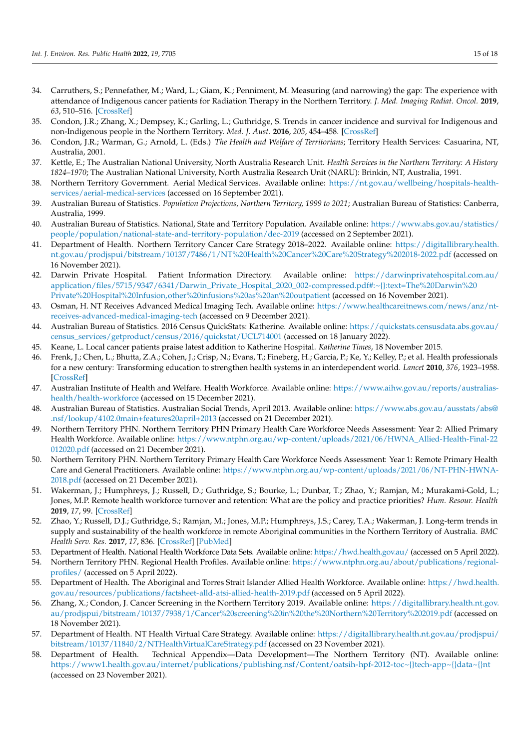34. Carruthers, S.; Pennefather, M.; Ward, L.; Giam, K.; Penniment, M. Measuring (and narrowing) the gap: The experience with attendance of Indigenous cancer patients for Radiation Therapy in the Northern Territory. *J. Med. Imaging Radiat. Oncol.* **2019**, *63*, 510–516. [CrossRef]
35. Condon, J.R.; Zhang, X.; Dempsey, K.; Garling, L.; Guthridge, S. Trends in cancer incidence and survival for Indigenous and non-Indigenous people in the Northern Territory. *Med. J. Aust.* **2016**, *205*, 454–458. [CrossRef]
36. Condon, J.R.; Warman, G.; Arnold, L. (Eds.) *The Health and Welfare of Territorians*; Territory Health Services: Casuarina, NT, Australia, 2001.
37. Kettle, E.; The Australian National University, North Australia Research Unit. *Health Services in the Northern Territory: A History 1824–1970*; The Australian National University, North Australia Research Unit (NARU): Brinkin, NT, Australia, 1991.
38. Northern Territory Government. Aerial Medical Services. Available online: https://nt.gov.au/wellbeing/hospitals-health-services/aerial-medical-services (accessed on 16 September 2021).
39. Australian Bureau of Statistics. *Population Projections, Northern Territory, 1999 to 2021*; Australian Bureau of Statistics: Canberra, Australia, 1999.
40. Australian Bureau of Statistics. National, State and Territory Population. Available online: https://www.abs.gov.au/statistics/people/population/national-state-and-territory-population/dec-2019 (accessed on 2 September 2021).
41. Department of Health. Northern Territory Cancer Care Strategy 2018–2022. Available online: https://digitallibrary.health.nt.gov.au/prodjspui/bitstream/10137/7486/1/NT%20Health%20Cancer%20Care%20Strategy%202018-2022.pdf (accessed on 16 November 2021).
42. Darwin Private Hospital. Patient Information Directory. Available online: https://darwinprivatehospital.com.au/application/files/5715/9347/6341/Darwin_Private_Hospital_2020_002-compressed.pdf#:~{}:text=The%20Darwin%20Private%20Hospital%20Infusion,other%20infusions%20as%20an%20outpatient (accessed on 16 November 2021).
43. Osman, H. NT Receives Advanced Medical Imaging Tech. Available online: https://www.healthcareitnews.com/news/anz/nt-receives-advanced-medical-imaging-tech (accessed on 9 December 2021).
44. Australian Bureau of Statistics. 2016 Census QuickStats: Katherine. Available online: https://quickstats.censusdata.abs.gov.au/census_services/getproduct/census/2016/quickstat/UCL714001 (accessed on 18 January 2022).
45. Keane, L. Local cancer patients praise latest addition to Katherine Hospital. *Katherine Times*, 18 November 2015.
46. Frenk, J.; Chen, L.; Bhutta, Z.A.; Cohen, J.; Crisp, N.; Evans, T.; Fineberg, H.; Garcia, P.; Ke, Y.; Kelley, P.; et al. Health professionals for a new century: Transforming education to strengthen health systems in an interdependent world. *Lancet* **2010**, *376*, 1923–1958. [CrossRef]
47. Australian Institute of Health and Welfare. Health Workforce. Available online: https://www.aihw.gov.au/reports/australias-health/health-workforce (accessed on 15 December 2021).
48. Australian Bureau of Statistics. Australian Social Trends, April 2013. Available online: https://www.abs.gov.au/ausstats/abs@.nsf/lookup/4102.0main+features20april+2013 (accessed on 21 December 2021).
49. Northern Territory PHN. Northern Territory PHN Primary Health Care Workforce Needs Assessment: Year 2: Allied Primary Health Workforce. Available online: https://www.ntphn.org.au/wp-content/uploads/2021/06/HWNA_Allied-Health-Final-22012020.pdf (accessed on 21 December 2021).
50. Northern Territory PHN. Northern Territory Primary Health Care Workforce Needs Assessment: Year 1: Remote Primary Health Care and General Practitioners. Available online: https://www.ntphn.org.au/wp-content/uploads/2021/06/NT-PHN-HWNA-2018.pdf (accessed on 21 December 2021).
51. Wakerman, J.; Humphreys, J.; Russell, D.; Guthridge, S.; Bourke, L.; Dunbar, T.; Zhao, Y.; Ramjan, M.; Murakami-Gold, L.; Jones, M.P. Remote health workforce turnover and retention: What are the policy and practice priorities? *Hum. Resour. Health* **2019**, *17*, 99. [CrossRef]
52. Zhao, Y.; Russell, D.J.; Guthridge, S.; Ramjan, M.; Jones, M.P.; Humphreys, J.S.; Carey, T.A.; Wakerman, J. Long-term trends in supply and sustainability of the health workforce in remote Aboriginal communities in the Northern Territory of Australia. *BMC Health Serv. Res.* **2017**, *17*, 836. [CrossRef] [PubMed]
53. Department of Health. National Health Workforce Data Sets. Available online: https://hwd.health.gov.au/ (accessed on 5 April 2022).
54. Northern Territory PHN. Regional Health Profiles. Available online: https://www.ntphn.org.au/about/publications/regional-profiles/ (accessed on 5 April 2022).
55. Department of Health. The Aboriginal and Torres Strait Islander Allied Health Workforce. Available online: https://hwd.health.gov.au/resources/publications/factsheet-alld-atsi-allied-health-2019.pdf (accessed on 5 April 2022).
56. Zhang, X.; Condon, J. Cancer Screening in the Northern Territory 2019. Available online: https://digitallibrary.health.nt.gov.au/prodjspui/bitstream/10137/7938/1/Cancer%20screening%20in%20the%20Northern%20Territory%202019.pdf (accessed on 18 November 2021).
57. Department of Health. NT Health Virtual Care Strategy. Available online: https://digitallibrary.health.nt.gov.au/prodjspui/bitstream/10137/11840/2/NTHealthVirtualCareStrategy.pdf (accessed on 23 November 2021).
58. Department of Health. Technical Appendix—Data Development—The Northern Territory (NT). Available online: https://www1.health.gov.au/internet/publications/publishing.nsf/Content/oatsih-hpf-2012-toc~{}tech-app~{}data~{}nt (accessed on 23 November 2021).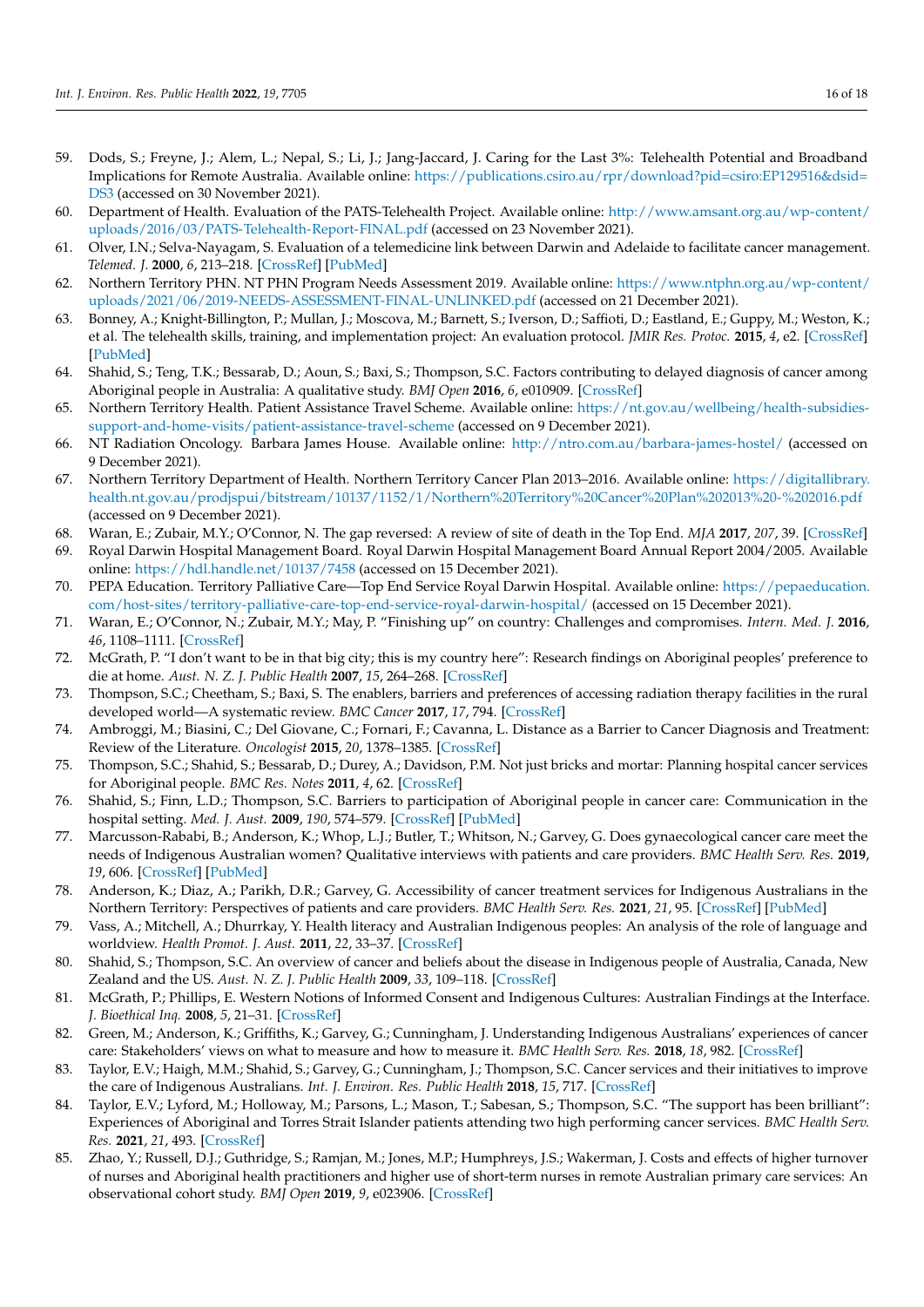59. Dods, S.; Freyne, J.; Alem, L.; Nepal, S.; Li, J.; Jang-Jaccard, J. Caring for the Last 3%: Telehealth Potential and Broadband Implications for Remote Australia. Available online: https://publications.csiro.au/rpr/download?pid=csiro:EP129516&dsid=DS3 (accessed on 30 November 2021).
60. Department of Health. Evaluation of the PATS-Telehealth Project. Available online: http://www.amsant.org.au/wp-content/uploads/2016/03/PATS-Telehealth-Report-FINAL.pdf (accessed on 23 November 2021).
61. Olver, I.N.; Selva-Nayagam, S. Evaluation of a telemedicine link between Darwin and Adelaide to facilitate cancer management. *Telemed. J.* **2000**, *6*, 213–218. [CrossRef] [PubMed]
62. Northern Territory PHN. NT PHN Program Needs Assessment 2019. Available online: https://www.ntphn.org.au/wp-content/uploads/2021/06/2019-NEEDS-ASSESSMENT-FINAL-UNLINKED.pdf (accessed on 21 December 2021).
63. Bonney, A.; Knight-Billington, P.; Mullan, J.; Moscova, M.; Barnett, S.; Iverson, D.; Saffioti, D.; Eastland, E.; Guppy, M.; Weston, K.; et al. The telehealth skills, training, and implementation project: An evaluation protocol. *JMIR Res. Protoc.* **2015**, *4*, e2. [CrossRef] [PubMed]
64. Shahid, S.; Teng, T.K.; Bessarab, D.; Aoun, S.; Baxi, S.; Thompson, S.C. Factors contributing to delayed diagnosis of cancer among Aboriginal people in Australia: A qualitative study. *BMJ Open* **2016**, *6*, e010909. [CrossRef]
65. Northern Territory Health. Patient Assistance Travel Scheme. Available online: https://nt.gov.au/wellbeing/health-subsidies-support-and-home-visits/patient-assistance-travel-scheme (accessed on 9 December 2021).
66. NT Radiation Oncology. Barbara James House. Available online: http://ntro.com.au/barbara-james-hostel/ (accessed on 9 December 2021).
67. Northern Territory Department of Health. Northern Territory Cancer Plan 2013–2016. Available online: https://digitallibrary.health.nt.gov.au/prodjspui/bitstream/10137/1152/1/Northern%20Territory%20Cancer%20Plan%202013%20-%202016.pdf (accessed on 9 December 2021).
68. Waran, E.; Zubair, M.Y.; O'Connor, N. The gap reversed: A review of site of death in the Top End. *MJA* **2017**, *207*, 39. [CrossRef]
69. Royal Darwin Hospital Management Board. Royal Darwin Hospital Management Board Annual Report 2004/2005. Available online: https://hdl.handle.net/10137/7458 (accessed on 15 December 2021).
70. PEPA Education. Territory Palliative Care—Top End Service Royal Darwin Hospital. Available online: https://pepaeducation.com/host-sites/territory-palliative-care-top-end-service-royal-darwin-hospital/ (accessed on 15 December 2021).
71. Waran, E.; O'Connor, N.; Zubair, M.Y.; May, P. "Finishing up" on country: Challenges and compromises. *Intern. Med. J.* **2016**, *46*, 1108–1111. [CrossRef]
72. McGrath, P. "I don't want to be in that big city; this is my country here": Research findings on Aboriginal peoples' preference to die at home. *Aust. N. Z. J. Public Health* **2007**, *15*, 264–268. [CrossRef]
73. Thompson, S.C.; Cheetham, S.; Baxi, S. The enablers, barriers and preferences of accessing radiation therapy facilities in the rural developed world—A systematic review. *BMC Cancer* **2017**, *17*, 794. [CrossRef]
74. Ambroggi, M.; Biasini, C.; Del Giovane, C.; Fornari, F.; Cavanna, L. Distance as a Barrier to Cancer Diagnosis and Treatment: Review of the Literature. *Oncologist* **2015**, *20*, 1378–1385. [CrossRef]
75. Thompson, S.C.; Shahid, S.; Bessarab, D.; Durey, A.; Davidson, P.M. Not just bricks and mortar: Planning hospital cancer services for Aboriginal people. *BMC Res. Notes* **2011**, *4*, 62. [CrossRef]
76. Shahid, S.; Finn, L.D.; Thompson, S.C. Barriers to participation of Aboriginal people in cancer care: Communication in the hospital setting. *Med. J. Aust.* **2009**, *190*, 574–579. [CrossRef] [PubMed]
77. Marcusson-Rababi, B.; Anderson, K.; Whop, L.J.; Butler, T.; Whitson, N.; Garvey, G. Does gynaecological cancer care meet the needs of Indigenous Australian women? Qualitative interviews with patients and care providers. *BMC Health Serv. Res.* **2019**, *19*, 606. [CrossRef] [PubMed]
78. Anderson, K.; Diaz, A.; Parikh, D.R.; Garvey, G. Accessibility of cancer treatment services for Indigenous Australians in the Northern Territory: Perspectives of patients and care providers. *BMC Health Serv. Res.* **2021**, *21*, 95. [CrossRef] [PubMed]
79. Vass, A.; Mitchell, A.; Dhurrkay, Y. Health literacy and Australian Indigenous peoples: An analysis of the role of language and worldview. *Health Promot. J. Aust.* **2011**, *22*, 33–37. [CrossRef]
80. Shahid, S.; Thompson, S.C. An overview of cancer and beliefs about the disease in Indigenous people of Australia, Canada, New Zealand and the US. *Aust. N. Z. J. Public Health* **2009**, *33*, 109–118. [CrossRef]
81. McGrath, P.; Phillips, E. Western Notions of Informed Consent and Indigenous Cultures: Australian Findings at the Interface. *J. Bioethical Inq.* **2008**, *5*, 21–31. [CrossRef]
82. Green, M.; Anderson, K.; Griffiths, K.; Garvey, G.; Cunningham, J. Understanding Indigenous Australians' experiences of cancer care: Stakeholders' views on what to measure and how to measure it. *BMC Health Serv. Res.* **2018**, *18*, 982. [CrossRef]
83. Taylor, E.V.; Haigh, M.M.; Shahid, S.; Garvey, G.; Cunningham, J.; Thompson, S.C. Cancer services and their initiatives to improve the care of Indigenous Australians. *Int. J. Environ. Res. Public Health* **2018**, *15*, 717. [CrossRef]
84. Taylor, E.V.; Lyford, M.; Holloway, M.; Parsons, L.; Mason, T.; Sabesan, S.; Thompson, S.C. "The support has been brilliant": Experiences of Aboriginal and Torres Strait Islander patients attending two high performing cancer services. *BMC Health Serv. Res.* **2021**, *21*, 493. [CrossRef]
85. Zhao, Y.; Russell, D.J.; Guthridge, S.; Ramjan, M.; Jones, M.P.; Humphreys, J.S.; Wakerman, J. Costs and effects of higher turnover of nurses and Aboriginal health practitioners and higher use of short-term nurses in remote Australian primary care services: An observational cohort study. *BMJ Open* **2019**, *9*, e023906. [CrossRef]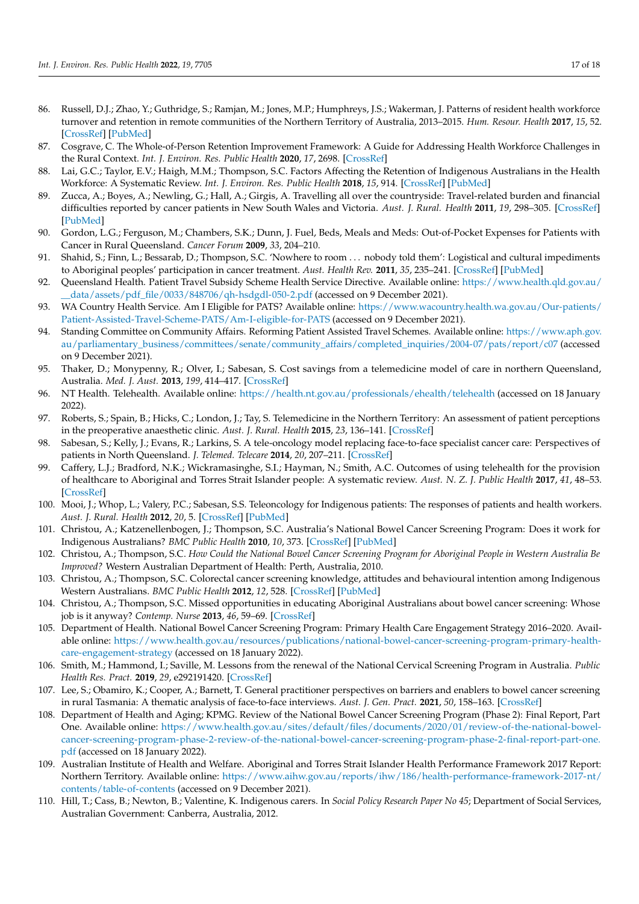86. Russell, D.J.; Zhao, Y.; Guthridge, S.; Ramjan, M.; Jones, M.P.; Humphreys, J.S.; Wakerman, J. Patterns of resident health workforce turnover and retention in remote communities of the Northern Territory of Australia, 2013–2015. *Hum. Resour. Health* **2017**, *15*, 52. [CrossRef] [PubMed]
87. Cosgrave, C. The Whole-of-Person Retention Improvement Framework: A Guide for Addressing Health Workforce Challenges in the Rural Context. *Int. J. Environ. Res. Public Health* **2020**, *17*, 2698. [CrossRef]
88. Lai, G.C.; Taylor, E.V.; Haigh, M.M.; Thompson, S.C. Factors Affecting the Retention of Indigenous Australians in the Health Workforce: A Systematic Review. *Int. J. Environ. Res. Public Health* **2018**, *15*, 914. [CrossRef] [PubMed]
89. Zucca, A.; Boyes, A.; Newling, G.; Hall, A.; Girgis, A. Travelling all over the countryside: Travel-related burden and financial difficulties reported by cancer patients in New South Wales and Victoria. *Aust. J. Rural. Health* **2011**, *19*, 298–305. [CrossRef] [PubMed]
90. Gordon, L.G.; Ferguson, M.; Chambers, S.K.; Dunn, J. Fuel, Beds, Meals and Meds: Out-of-Pocket Expenses for Patients with Cancer in Rural Queensland. *Cancer Forum* **2009**, *33*, 204–210.
91. Shahid, S.; Finn, L.; Bessarab, D.; Thompson, S.C. 'Nowhere to room . . . nobody told them': Logistical and cultural impediments to Aboriginal peoples' participation in cancer treatment. *Aust. Health Rev.* **2011**, *35*, 235–241. [CrossRef] [PubMed]
92. Queensland Health. Patient Travel Subsidy Scheme Health Service Directive. Available online: https://www.health.qld.gov.au/__data/assets/pdf_file/0033/848706/qh-hsdgdl-050-2.pdf (accessed on 9 December 2021).
93. WA Country Health Service. Am I Eligible for PATS? Available online: https://www.wacountry.health.wa.gov.au/Our-patients/Patient-Assisted-Travel-Scheme-PATS/Am-I-eligible-for-PATS (accessed on 9 December 2021).
94. Standing Committee on Community Affairs. Reforming Patient Assisted Travel Schemes. Available online: https://www.aph.gov.au/parliamentary_business/committees/senate/community_affairs/completed_inquiries/2004-07/pats/report/c07 (accessed on 9 December 2021).
95. Thaker, D.; Monypenny, R.; Olver, I.; Sabesan, S. Cost savings from a telemedicine model of care in northern Queensland, Australia. *Med. J. Aust.* **2013**, *199*, 414–417. [CrossRef]
96. NT Health. Telehealth. Available online: https://health.nt.gov.au/professionals/ehealth/telehealth (accessed on 18 January 2022).
97. Roberts, S.; Spain, B.; Hicks, C.; London, J.; Tay, S. Telemedicine in the Northern Territory: An assessment of patient perceptions in the preoperative anaesthetic clinic. *Aust. J. Rural. Health* **2015**, *23*, 136–141. [CrossRef]
98. Sabesan, S.; Kelly, J.; Evans, R.; Larkins, S. A tele-oncology model replacing face-to-face specialist cancer care: Perspectives of patients in North Queensland. *J. Telemed. Telecare* **2014**, *20*, 207–211. [CrossRef]
99. Caffery, L.J.; Bradford, N.K.; Wickramasinghe, S.I.; Hayman, N.; Smith, A.C. Outcomes of using telehealth for the provision of healthcare to Aboriginal and Torres Strait Islander people: A systematic review. *Aust. N. Z. J. Public Health* **2017**, *41*, 48–53. [CrossRef]
100. Mooi, J.; Whop, L.; Valery, P.C.; Sabesan, S.S. Teleoncology for Indigenous patients: The responses of patients and health workers. *Aust. J. Rural. Health* **2012**, *20*, 5. [CrossRef] [PubMed]
101. Christou, A.; Katzenellenbogen, J.; Thompson, S.C. Australia's National Bowel Cancer Screening Program: Does it work for Indigenous Australians? *BMC Public Health* **2010**, *10*, 373. [CrossRef] [PubMed]
102. Christou, A.; Thompson, S.C. *How Could the National Bowel Cancer Screening Program for Aboriginal People in Western Australia Be Improved?* Western Australian Department of Health: Perth, Australia, 2010.
103. Christou, A.; Thompson, S.C. Colorectal cancer screening knowledge, attitudes and behavioural intention among Indigenous Western Australians. *BMC Public Health* **2012**, *12*, 528. [CrossRef] [PubMed]
104. Christou, A.; Thompson, S.C. Missed opportunities in educating Aboriginal Australians about bowel cancer screening: Whose job is it anyway? *Contemp. Nurse* **2013**, *46*, 59–69. [CrossRef]
105. Department of Health. National Bowel Cancer Screening Program: Primary Health Care Engagement Strategy 2016–2020. Available online: https://www.health.gov.au/resources/publications/national-bowel-cancer-screening-program-primary-health-care-engagement-strategy (accessed on 18 January 2022).
106. Smith, M.; Hammond, I.; Saville, M. Lessons from the renewal of the National Cervical Screening Program in Australia. *Public Health Res. Pract.* **2019**, *29*, e292191420. [CrossRef]
107. Lee, S.; Obamiro, K.; Cooper, A.; Barnett, T. General practitioner perspectives on barriers and enablers to bowel cancer screening in rural Tasmania: A thematic analysis of face-to-face interviews. *Aust. J. Gen. Pract.* **2021**, *50*, 158–163. [CrossRef]
108. Department of Health and Aging; KPMG. Review of the National Bowel Cancer Screening Program (Phase 2): Final Report, Part One. Available online: https://www.health.gov.au/sites/default/files/documents/2020/01/review-of-the-national-bowel-cancer-screening-program-phase-2-review-of-the-national-bowel-cancer-screening-program-phase-2-final-report-part-one.pdf (accessed on 18 January 2022).
109. Australian Institute of Health and Welfare. Aboriginal and Torres Strait Islander Health Performance Framework 2017 Report: Northern Territory. Available online: https://www.aihw.gov.au/reports/ihw/186/health-performance-framework-2017-nt/contents/table-of-contents (accessed on 9 December 2021).
110. Hill, T.; Cass, B.; Newton, B.; Valentine, K. Indigenous carers. In *Social Policy Research Paper No 45*; Department of Social Services, Australian Government: Canberra, Australia, 2012.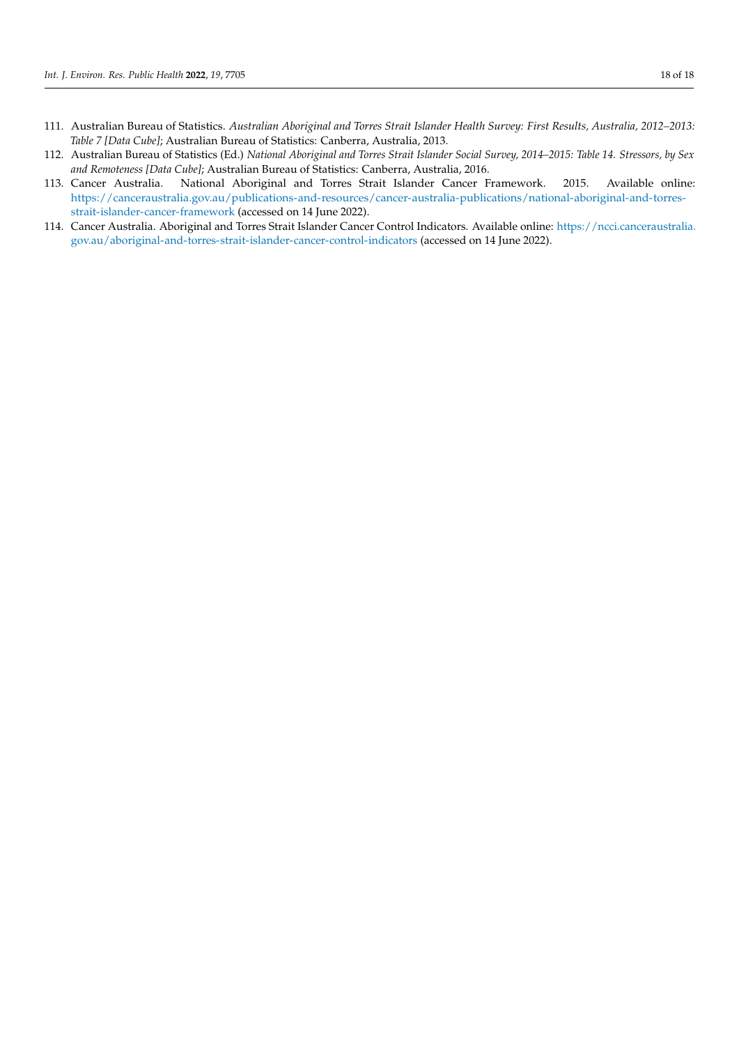111. Australian Bureau of Statistics. *Australian Aboriginal and Torres Strait Islander Health Survey: First Results, Australia, 2012–2013: Table 7 [Data Cube]*; Australian Bureau of Statistics: Canberra, Australia, 2013.
112. Australian Bureau of Statistics (Ed.) *National Aboriginal and Torres Strait Islander Social Survey, 2014–2015: Table 14. Stressors, by Sex and Remoteness [Data Cube]*; Australian Bureau of Statistics: Canberra, Australia, 2016.
113. Cancer Australia. National Aboriginal and Torres Strait Islander Cancer Framework. 2015. Available online: https://canceraustralia.gov.au/publications-and-resources/cancer-australia-publications/national-aboriginal-and-torres-strait-islander-cancer-framework (accessed on 14 June 2022).
114. Cancer Australia. Aboriginal and Torres Strait Islander Cancer Control Indicators. Available online: https://ncci.canceraustralia.gov.au/aboriginal-and-torres-strait-islander-cancer-control-indicators (accessed on 14 June 2022).